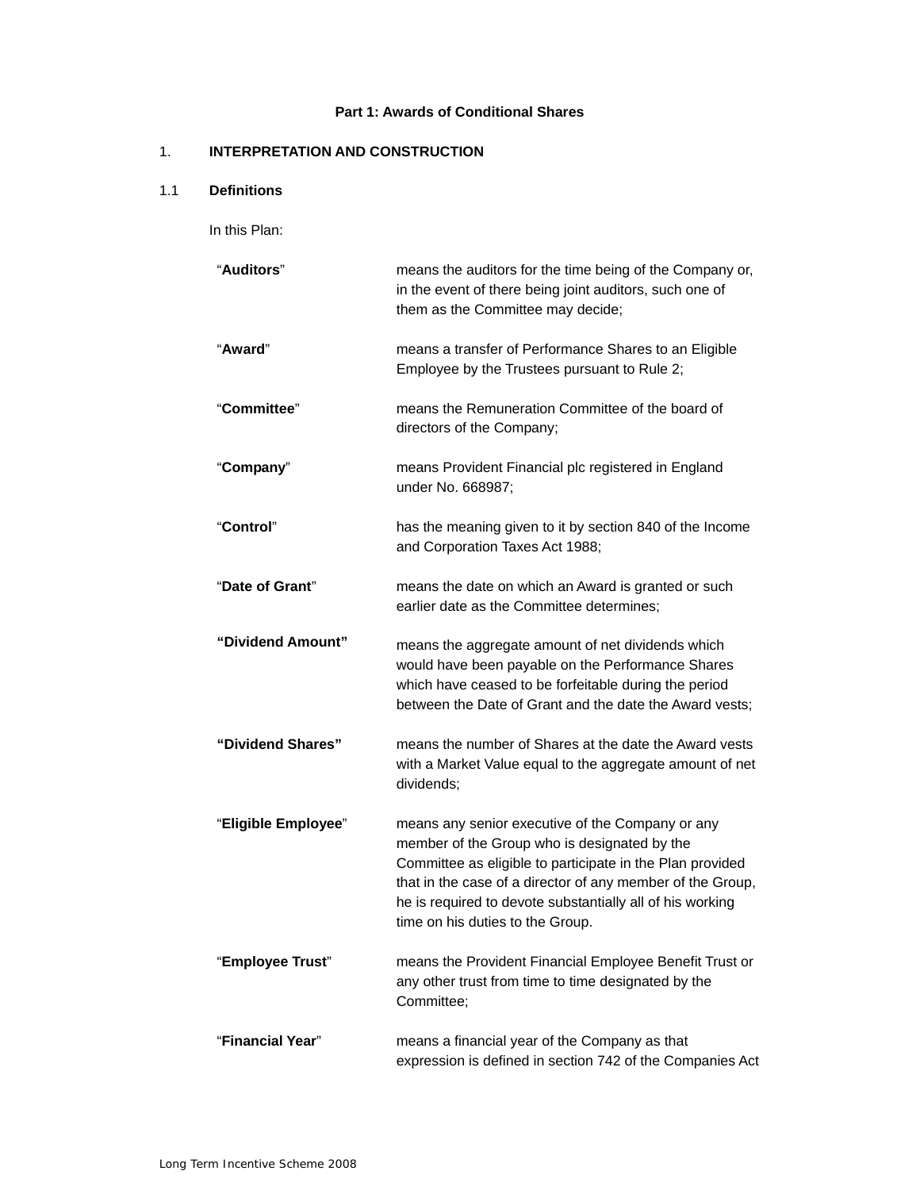**Part 1: Awards of Conditional Shares**

## 1. INTERPRETATION AND CONSTRUCTION

### 1.1 Definitions

In this Plan:

| | |
|---|---|
| "**Auditors**" | means the auditors for the time being of the Company or, in the event of there being joint auditors, such one of them as the Committee may decide; |
| "**Award**" | means a transfer of Performance Shares to an Eligible Employee by the Trustees pursuant to Rule 2; |
| "**Committee**" | means the Remuneration Committee of the board of directors of the Company; |
| "**Company**" | means Provident Financial plc registered in England under No. 668987; |
| "**Control**" | has the meaning given to it by section 840 of the Income and Corporation Taxes Act 1988; |
| "**Date of Grant**" | means the date on which an Award is granted or such earlier date as the Committee determines; |
| **"Dividend Amount"** | means the aggregate amount of net dividends which would have been payable on the Performance Shares which have ceased to be forfeitable during the period between the Date of Grant and the date the Award vests; |
| **"Dividend Shares"** | means the number of Shares at the date the Award vests with a Market Value equal to the aggregate amount of net dividends; |
| "**Eligible Employee**" | means any senior executive of the Company or any member of the Group who is designated by the Committee as eligible to participate in the Plan provided that in the case of a director of any member of the Group, he is required to devote substantially all of his working time on his duties to the Group. |
| "**Employee Trust**" | means the Provident Financial Employee Benefit Trust or any other trust from time to time designated by the Committee; |
| "**Financial Year**" | means a financial year of the Company as that expression is defined in section 742 of the Companies Act |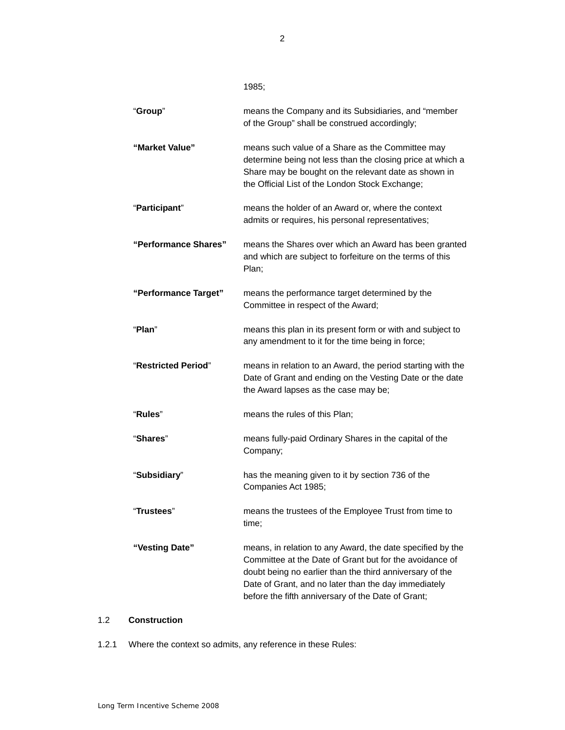1985;

| | |
|---|---|
| "**Group**" | means the Company and its Subsidiaries, and "member of the Group" shall be construed accordingly; |
| **"Market Value"** | means such value of a Share as the Committee may determine being not less than the closing price at which a Share may be bought on the relevant date as shown in the Official List of the London Stock Exchange; |
| "**Participant**" | means the holder of an Award or, where the context admits or requires, his personal representatives; |
| **"Performance Shares"** | means the Shares over which an Award has been granted and which are subject to forfeiture on the terms of this Plan; |
| **"Performance Target"** | means the performance target determined by the Committee in respect of the Award; |
| "**Plan**" | means this plan in its present form or with and subject to any amendment to it for the time being in force; |
| "**Restricted Period**" | means in relation to an Award, the period starting with the Date of Grant and ending on the Vesting Date or the date the Award lapses as the case may be; |
| "**Rules**" | means the rules of this Plan; |
| "**Shares**" | means fully-paid Ordinary Shares in the capital of the Company; |
| "**Subsidiary**" | has the meaning given to it by section 736 of the Companies Act 1985; |
| "**Trustees**" | means the trustees of the Employee Trust from time to time; |
| **"Vesting Date"** | means, in relation to any Award, the date specified by the Committee at the Date of Grant but for the avoidance of doubt being no earlier than the third anniversary of the Date of Grant, and no later than the day immediately before the fifth anniversary of the Date of Grant; |

1.2 **Construction**

1.2.1 Where the context so admits, any reference in these Rules: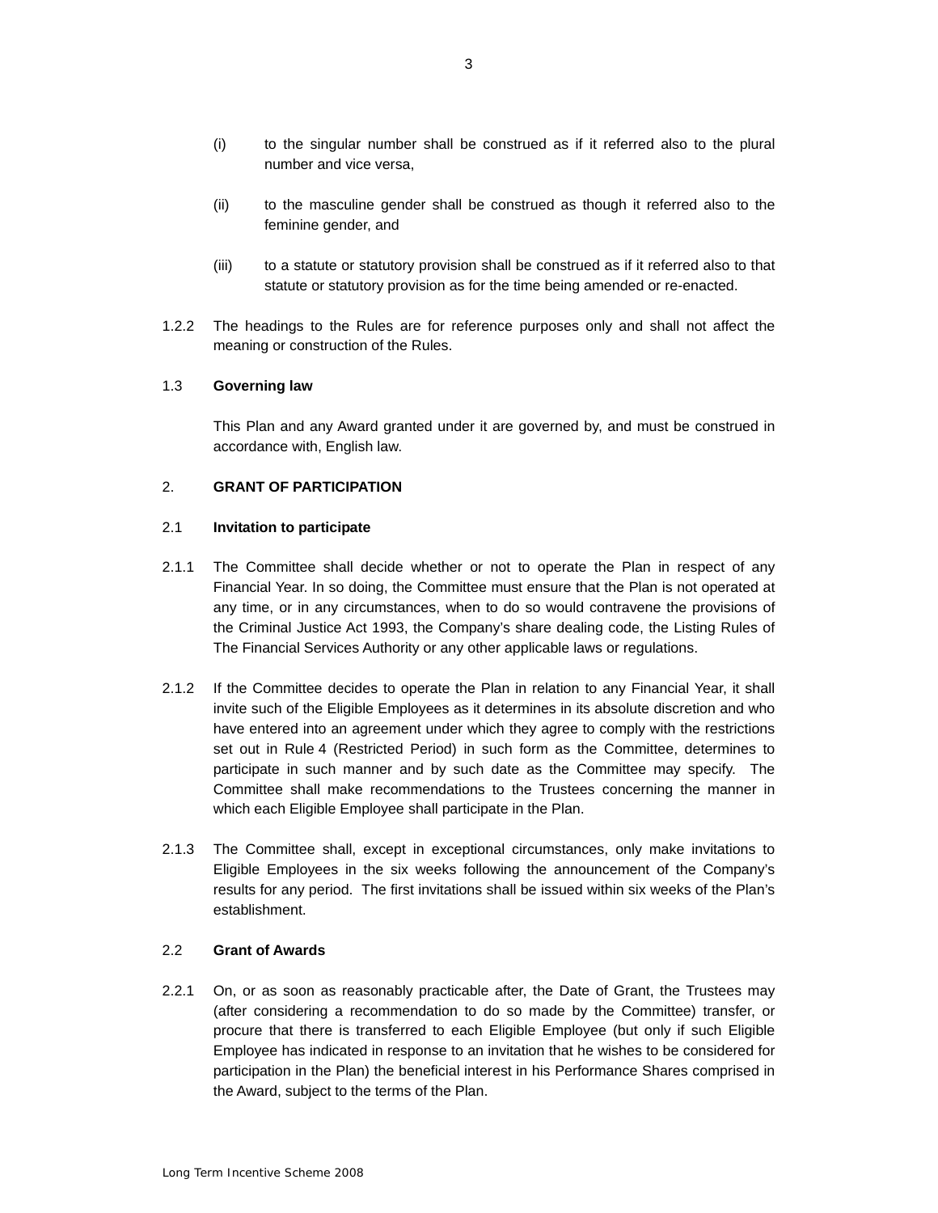(i) to the singular number shall be construed as if it referred also to the plural number and vice versa,

(ii) to the masculine gender shall be construed as though it referred also to the feminine gender, and

(iii) to a statute or statutory provision shall be construed as if it referred also to that statute or statutory provision as for the time being amended or re-enacted.

1.2.2 The headings to the Rules are for reference purposes only and shall not affect the meaning or construction of the Rules.

1.3 **Governing law**

This Plan and any Award granted under it are governed by, and must be construed in accordance with, English law.

2. **GRANT OF PARTICIPATION**

2.1 **Invitation to participate**

2.1.1 The Committee shall decide whether or not to operate the Plan in respect of any Financial Year. In so doing, the Committee must ensure that the Plan is not operated at any time, or in any circumstances, when to do so would contravene the provisions of the Criminal Justice Act 1993, the Company's share dealing code, the Listing Rules of The Financial Services Authority or any other applicable laws or regulations.

2.1.2 If the Committee decides to operate the Plan in relation to any Financial Year, it shall invite such of the Eligible Employees as it determines in its absolute discretion and who have entered into an agreement under which they agree to comply with the restrictions set out in Rule 4 (Restricted Period) in such form as the Committee, determines to participate in such manner and by such date as the Committee may specify. The Committee shall make recommendations to the Trustees concerning the manner in which each Eligible Employee shall participate in the Plan.

2.1.3 The Committee shall, except in exceptional circumstances, only make invitations to Eligible Employees in the six weeks following the announcement of the Company's results for any period. The first invitations shall be issued within six weeks of the Plan's establishment.

2.2 **Grant of Awards**

2.2.1 On, or as soon as reasonably practicable after, the Date of Grant, the Trustees may (after considering a recommendation to do so made by the Committee) transfer, or procure that there is transferred to each Eligible Employee (but only if such Eligible Employee has indicated in response to an invitation that he wishes to be considered for participation in the Plan) the beneficial interest in his Performance Shares comprised in the Award, subject to the terms of the Plan.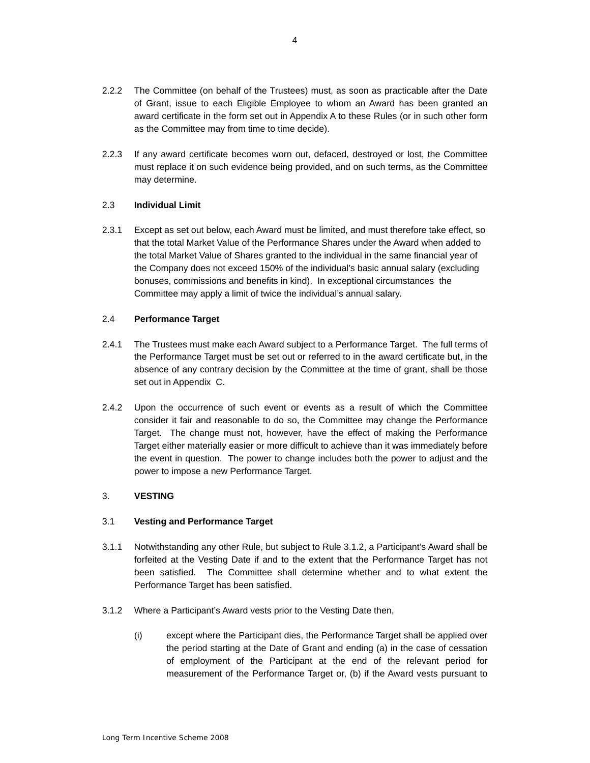2.2.2 The Committee (on behalf of the Trustees) must, as soon as practicable after the Date of Grant, issue to each Eligible Employee to whom an Award has been granted an award certificate in the form set out in Appendix A to these Rules (or in such other form as the Committee may from time to time decide).

2.2.3 If any award certificate becomes worn out, defaced, destroyed or lost, the Committee must replace it on such evidence being provided, and on such terms, as the Committee may determine.

2.3 **Individual Limit**

2.3.1 Except as set out below, each Award must be limited, and must therefore take effect, so that the total Market Value of the Performance Shares under the Award when added to the total Market Value of Shares granted to the individual in the same financial year of the Company does not exceed 150% of the individual's basic annual salary (excluding bonuses, commissions and benefits in kind). In exceptional circumstances the Committee may apply a limit of twice the individual's annual salary.

2.4 **Performance Target**

2.4.1 The Trustees must make each Award subject to a Performance Target. The full terms of the Performance Target must be set out or referred to in the award certificate but, in the absence of any contrary decision by the Committee at the time of grant, shall be those set out in Appendix C.

2.4.2 Upon the occurrence of such event or events as a result of which the Committee consider it fair and reasonable to do so, the Committee may change the Performance Target. The change must not, however, have the effect of making the Performance Target either materially easier or more difficult to achieve than it was immediately before the event in question. The power to change includes both the power to adjust and the power to impose a new Performance Target.

3. **VESTING**

3.1 **Vesting and Performance Target**

3.1.1 Notwithstanding any other Rule, but subject to Rule 3.1.2, a Participant's Award shall be forfeited at the Vesting Date if and to the extent that the Performance Target has not been satisfied. The Committee shall determine whether and to what extent the Performance Target has been satisfied.

3.1.2 Where a Participant's Award vests prior to the Vesting Date then,

(i) except where the Participant dies, the Performance Target shall be applied over the period starting at the Date of Grant and ending (a) in the case of cessation of employment of the Participant at the end of the relevant period for measurement of the Performance Target or, (b) if the Award vests pursuant to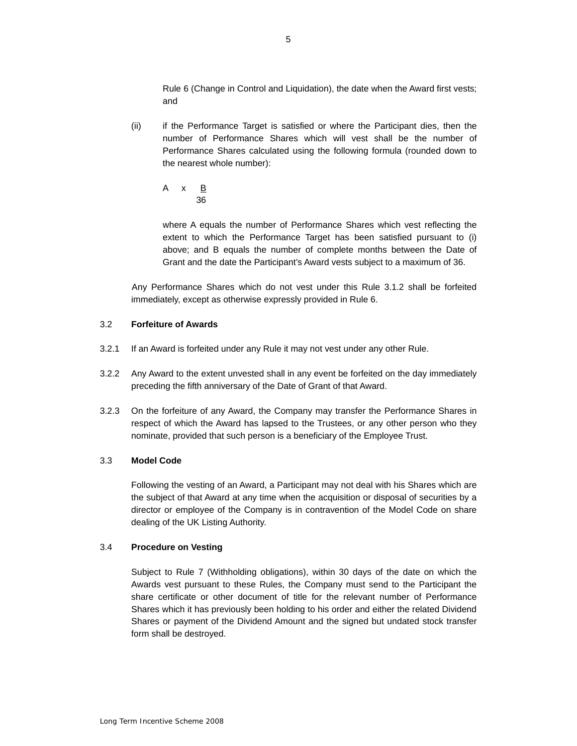Rule 6 (Change in Control and Liquidation), the date when the Award first vests; and

(ii) if the Performance Target is satisfied or where the Participant dies, then the number of Performance Shares which will vest shall be the number of Performance Shares calculated using the following formula (rounded down to the nearest whole number):

$$A \times \frac{B}{36}$$

where A equals the number of Performance Shares which vest reflecting the extent to which the Performance Target has been satisfied pursuant to (i) above; and B equals the number of complete months between the Date of Grant and the date the Participant's Award vests subject to a maximum of 36.

Any Performance Shares which do not vest under this Rule 3.1.2 shall be forfeited immediately, except as otherwise expressly provided in Rule 6.

3.2 **Forfeiture of Awards**

3.2.1 If an Award is forfeited under any Rule it may not vest under any other Rule.

3.2.2 Any Award to the extent unvested shall in any event be forfeited on the day immediately preceding the fifth anniversary of the Date of Grant of that Award.

3.2.3 On the forfeiture of any Award, the Company may transfer the Performance Shares in respect of which the Award has lapsed to the Trustees, or any other person who they nominate, provided that such person is a beneficiary of the Employee Trust.

3.3 **Model Code**

Following the vesting of an Award, a Participant may not deal with his Shares which are the subject of that Award at any time when the acquisition or disposal of securities by a director or employee of the Company is in contravention of the Model Code on share dealing of the UK Listing Authority.

3.4 **Procedure on Vesting**

Subject to Rule 7 (Withholding obligations), within 30 days of the date on which the Awards vest pursuant to these Rules, the Company must send to the Participant the share certificate or other document of title for the relevant number of Performance Shares which it has previously been holding to his order and either the related Dividend Shares or payment of the Dividend Amount and the signed but undated stock transfer form shall be destroyed.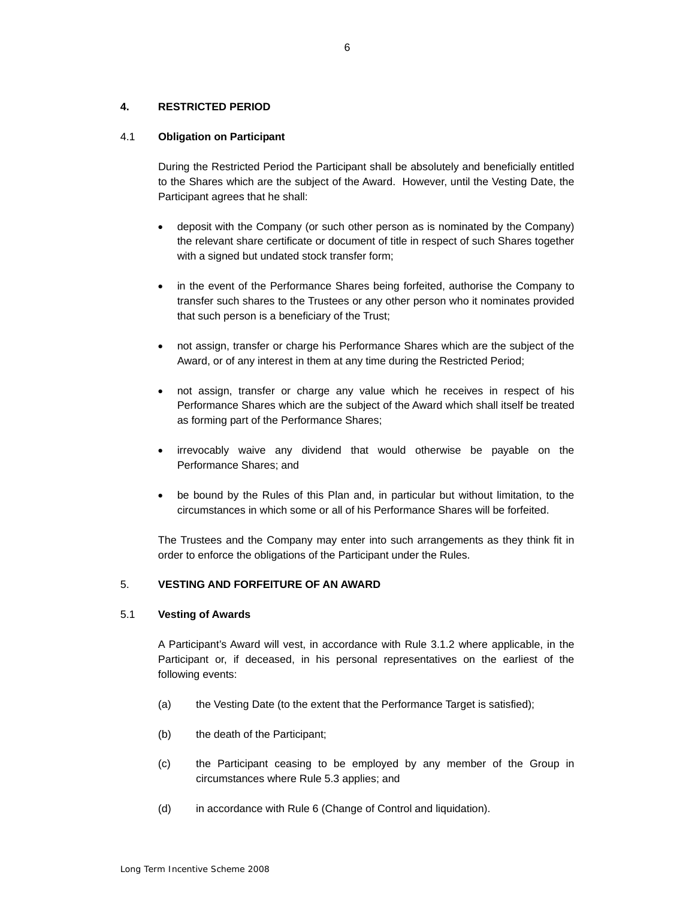## 4. RESTRICTED PERIOD

### 4.1 Obligation on Participant

During the Restricted Period the Participant shall be absolutely and beneficially entitled to the Shares which are the subject of the Award. However, until the Vesting Date, the Participant agrees that he shall:

- deposit with the Company (or such other person as is nominated by the Company) the relevant share certificate or document of title in respect of such Shares together with a signed but undated stock transfer form;
- in the event of the Performance Shares being forfeited, authorise the Company to transfer such shares to the Trustees or any other person who it nominates provided that such person is a beneficiary of the Trust;
- not assign, transfer or charge his Performance Shares which are the subject of the Award, or of any interest in them at any time during the Restricted Period;
- not assign, transfer or charge any value which he receives in respect of his Performance Shares which are the subject of the Award which shall itself be treated as forming part of the Performance Shares;
- irrevocably waive any dividend that would otherwise be payable on the Performance Shares; and
- be bound by the Rules of this Plan and, in particular but without limitation, to the circumstances in which some or all of his Performance Shares will be forfeited.

The Trustees and the Company may enter into such arrangements as they think fit in order to enforce the obligations of the Participant under the Rules.

## 5. VESTING AND FORFEITURE OF AN AWARD

### 5.1 Vesting of Awards

A Participant's Award will vest, in accordance with Rule 3.1.2 where applicable, in the Participant or, if deceased, in his personal representatives on the earliest of the following events:

(a) the Vesting Date (to the extent that the Performance Target is satisfied);

(b) the death of the Participant;

(c) the Participant ceasing to be employed by any member of the Group in circumstances where Rule 5.3 applies; and

(d) in accordance with Rule 6 (Change of Control and liquidation).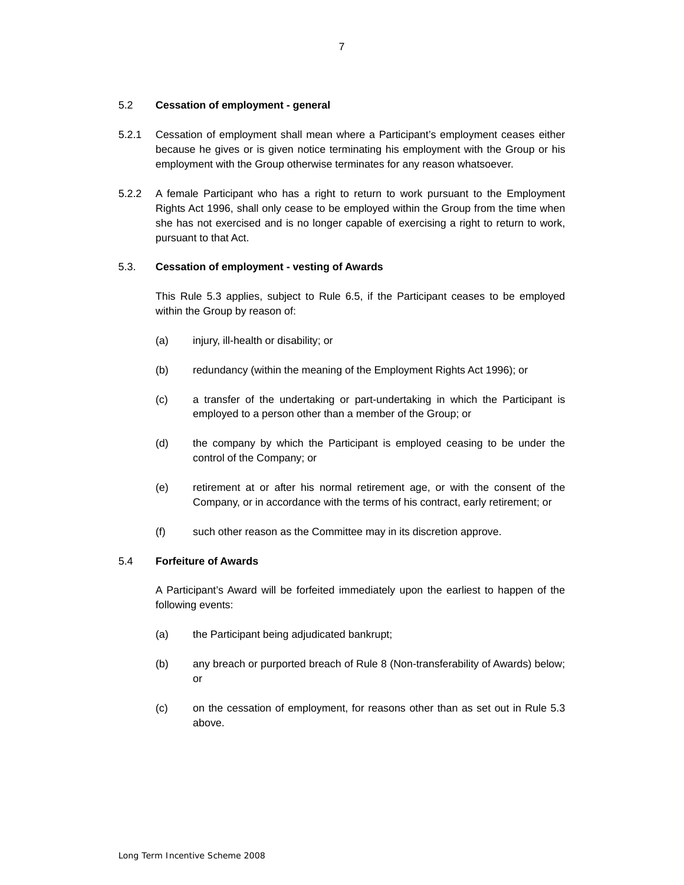**5.2 Cessation of employment - general**

5.2.1 Cessation of employment shall mean where a Participant's employment ceases either because he gives or is given notice terminating his employment with the Group or his employment with the Group otherwise terminates for any reason whatsoever.

5.2.2 A female Participant who has a right to return to work pursuant to the Employment Rights Act 1996, shall only cease to be employed within the Group from the time when she has not exercised and is no longer capable of exercising a right to return to work, pursuant to that Act.

**5.3. Cessation of employment - vesting of Awards**

This Rule 5.3 applies, subject to Rule 6.5, if the Participant ceases to be employed within the Group by reason of:

(a) injury, ill-health or disability; or

(b) redundancy (within the meaning of the Employment Rights Act 1996); or

(c) a transfer of the undertaking or part-undertaking in which the Participant is employed to a person other than a member of the Group; or

(d) the company by which the Participant is employed ceasing to be under the control of the Company; or

(e) retirement at or after his normal retirement age, or with the consent of the Company, or in accordance with the terms of his contract, early retirement; or

(f) such other reason as the Committee may in its discretion approve.

**5.4 Forfeiture of Awards**

A Participant's Award will be forfeited immediately upon the earliest to happen of the following events:

(a) the Participant being adjudicated bankrupt;

(b) any breach or purported breach of Rule 8 (Non-transferability of Awards) below; or

(c) on the cessation of employment, for reasons other than as set out in Rule 5.3 above.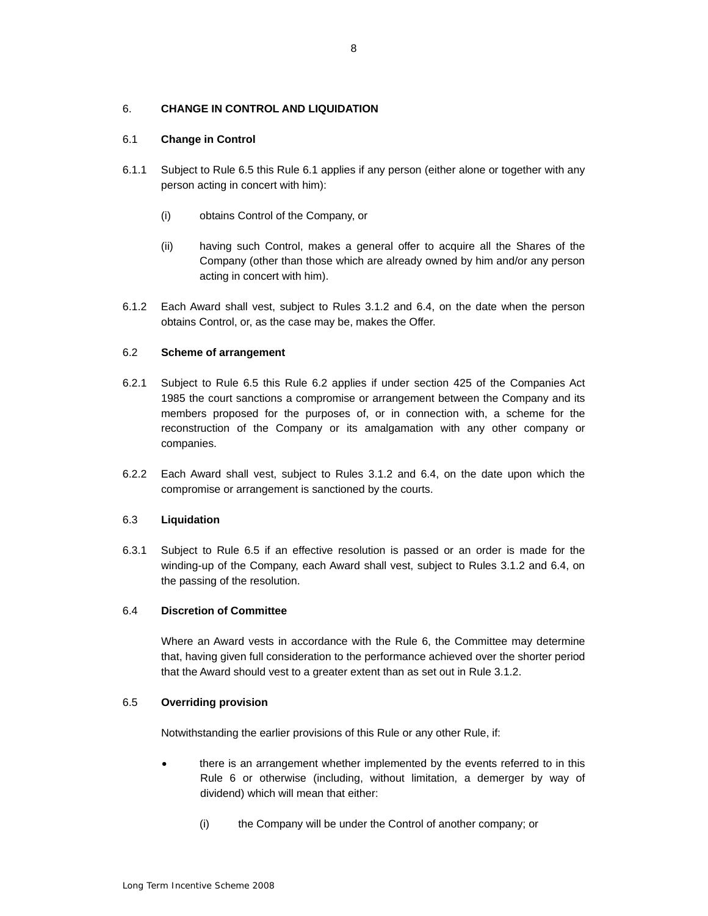## 6. CHANGE IN CONTROL AND LIQUIDATION

### 6.1 Change in Control

6.1.1 Subject to Rule 6.5 this Rule 6.1 applies if any person (either alone or together with any person acting in concert with him):

(i) obtains Control of the Company, or

(ii) having such Control, makes a general offer to acquire all the Shares of the Company (other than those which are already owned by him and/or any person acting in concert with him).

6.1.2 Each Award shall vest, subject to Rules 3.1.2 and 6.4, on the date when the person obtains Control, or, as the case may be, makes the Offer.

### 6.2 Scheme of arrangement

6.2.1 Subject to Rule 6.5 this Rule 6.2 applies if under section 425 of the Companies Act 1985 the court sanctions a compromise or arrangement between the Company and its members proposed for the purposes of, or in connection with, a scheme for the reconstruction of the Company or its amalgamation with any other company or companies.

6.2.2 Each Award shall vest, subject to Rules 3.1.2 and 6.4, on the date upon which the compromise or arrangement is sanctioned by the courts.

### 6.3 Liquidation

6.3.1 Subject to Rule 6.5 if an effective resolution is passed or an order is made for the winding-up of the Company, each Award shall vest, subject to Rules 3.1.2 and 6.4, on the passing of the resolution.

### 6.4 Discretion of Committee

Where an Award vests in accordance with the Rule 6, the Committee may determine that, having given full consideration to the performance achieved over the shorter period that the Award should vest to a greater extent than as set out in Rule 3.1.2.

### 6.5 Overriding provision

Notwithstanding the earlier provisions of this Rule or any other Rule, if:

- there is an arrangement whether implemented by the events referred to in this Rule 6 or otherwise (including, without limitation, a demerger by way of dividend) which will mean that either:

  (i) the Company will be under the Control of another company; or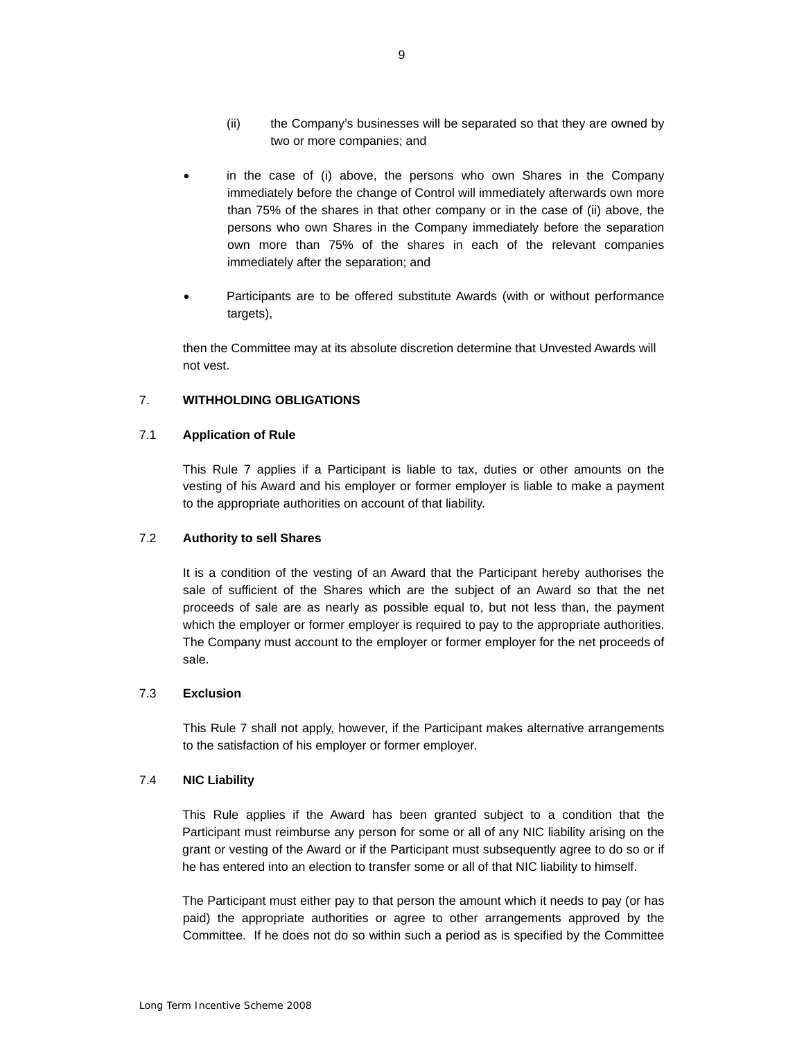(ii) the Company's businesses will be separated so that they are owned by two or more companies; and

- in the case of (i) above, the persons who own Shares in the Company immediately before the change of Control will immediately afterwards own more than 75% of the shares in that other company or in the case of (ii) above, the persons who own Shares in the Company immediately before the separation own more than 75% of the shares in each of the relevant companies immediately after the separation; and

- Participants are to be offered substitute Awards (with or without performance targets),

then the Committee may at its absolute discretion determine that Unvested Awards will not vest.

## 7. WITHHOLDING OBLIGATIONS

### 7.1 Application of Rule

This Rule 7 applies if a Participant is liable to tax, duties or other amounts on the vesting of his Award and his employer or former employer is liable to make a payment to the appropriate authorities on account of that liability.

### 7.2 Authority to sell Shares

It is a condition of the vesting of an Award that the Participant hereby authorises the sale of sufficient of the Shares which are the subject of an Award so that the net proceeds of sale are as nearly as possible equal to, but not less than, the payment which the employer or former employer is required to pay to the appropriate authorities. The Company must account to the employer or former employer for the net proceeds of sale.

### 7.3 Exclusion

This Rule 7 shall not apply, however, if the Participant makes alternative arrangements to the satisfaction of his employer or former employer.

### 7.4 NIC Liability

This Rule applies if the Award has been granted subject to a condition that the Participant must reimburse any person for some or all of any NIC liability arising on the grant or vesting of the Award or if the Participant must subsequently agree to do so or if he has entered into an election to transfer some or all of that NIC liability to himself.

The Participant must either pay to that person the amount which it needs to pay (or has paid) the appropriate authorities or agree to other arrangements approved by the Committee. If he does not do so within such a period as is specified by the Committee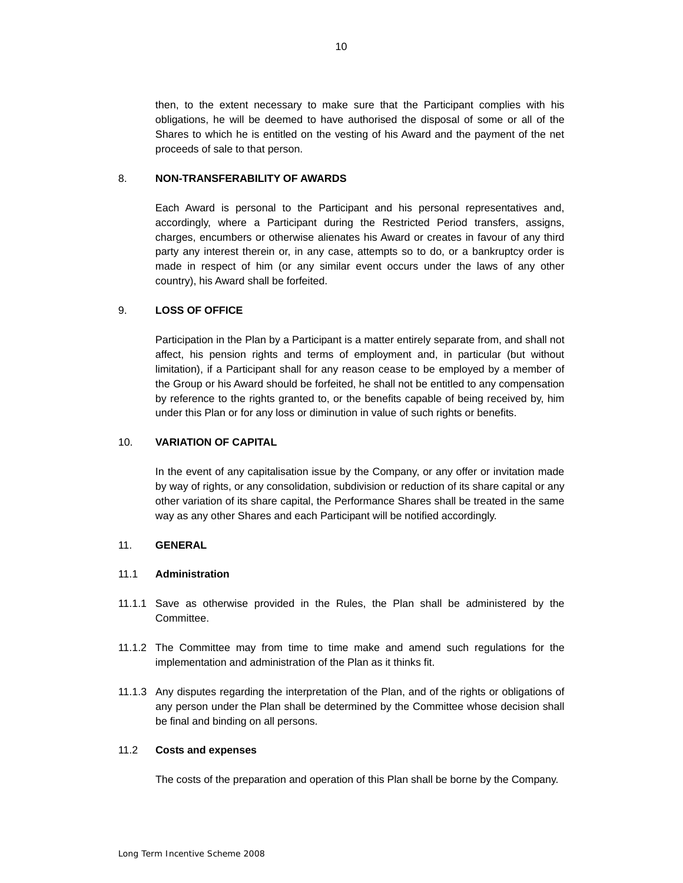then, to the extent necessary to make sure that the Participant complies with his obligations, he will be deemed to have authorised the disposal of some or all of the Shares to which he is entitled on the vesting of his Award and the payment of the net proceeds of sale to that person.

## 8. NON-TRANSFERABILITY OF AWARDS

Each Award is personal to the Participant and his personal representatives and, accordingly, where a Participant during the Restricted Period transfers, assigns, charges, encumbers or otherwise alienates his Award or creates in favour of any third party any interest therein or, in any case, attempts so to do, or a bankruptcy order is made in respect of him (or any similar event occurs under the laws of any other country), his Award shall be forfeited.

## 9. LOSS OF OFFICE

Participation in the Plan by a Participant is a matter entirely separate from, and shall not affect, his pension rights and terms of employment and, in particular (but without limitation), if a Participant shall for any reason cease to be employed by a member of the Group or his Award should be forfeited, he shall not be entitled to any compensation by reference to the rights granted to, or the benefits capable of being received by, him under this Plan or for any loss or diminution in value of such rights or benefits.

## 10. VARIATION OF CAPITAL

In the event of any capitalisation issue by the Company, or any offer or invitation made by way of rights, or any consolidation, subdivision or reduction of its share capital or any other variation of its share capital, the Performance Shares shall be treated in the same way as any other Shares and each Participant will be notified accordingly.

## 11. GENERAL

### 11.1 Administration

11.1.1 Save as otherwise provided in the Rules, the Plan shall be administered by the Committee.

11.1.2 The Committee may from time to time make and amend such regulations for the implementation and administration of the Plan as it thinks fit.

11.1.3 Any disputes regarding the interpretation of the Plan, and of the rights or obligations of any person under the Plan shall be determined by the Committee whose decision shall be final and binding on all persons.

### 11.2 Costs and expenses

The costs of the preparation and operation of this Plan shall be borne by the Company.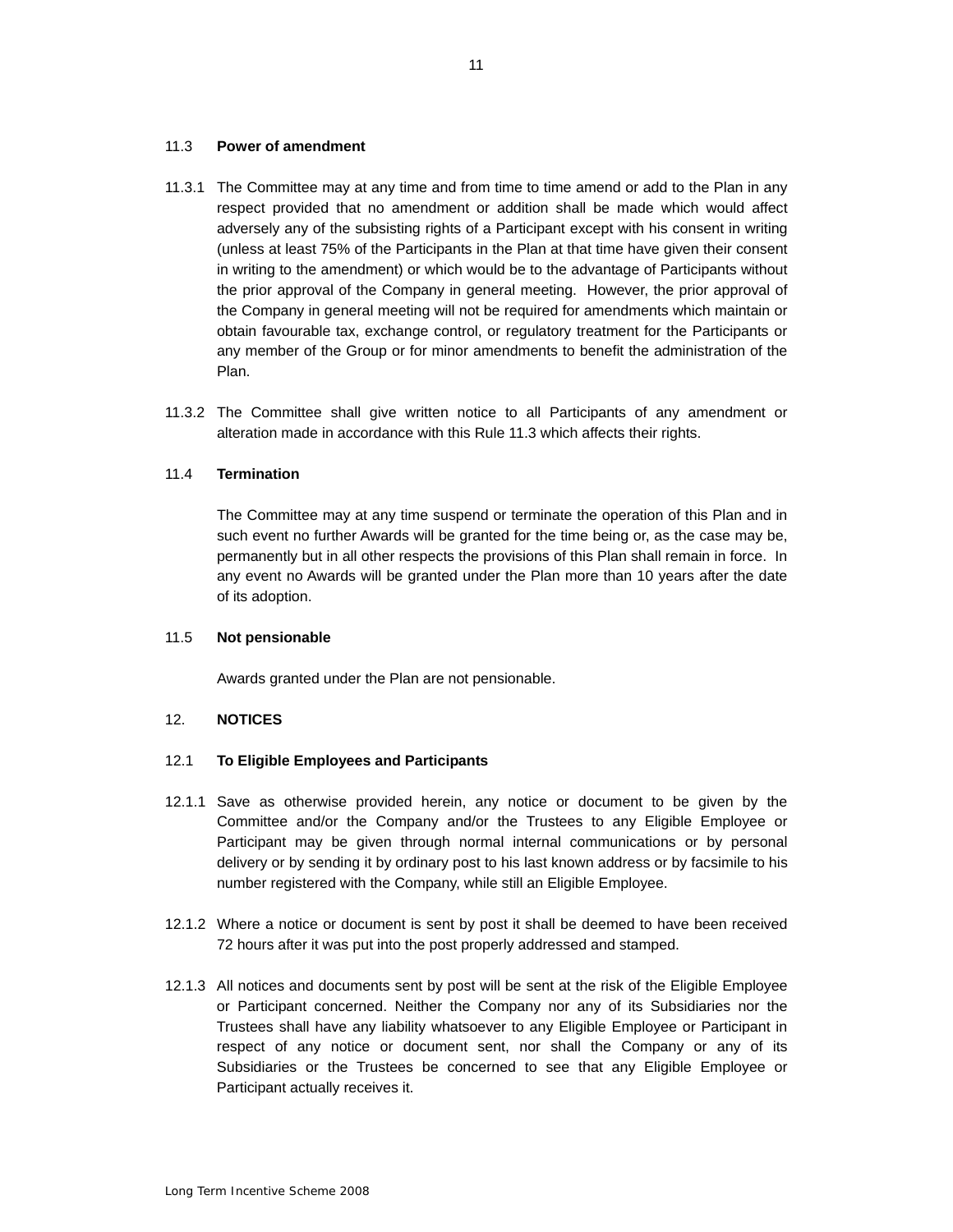### 11.3 Power of amendment

11.3.1 The Committee may at any time and from time to time amend or add to the Plan in any respect provided that no amendment or addition shall be made which would affect adversely any of the subsisting rights of a Participant except with his consent in writing (unless at least 75% of the Participants in the Plan at that time have given their consent in writing to the amendment) or which would be to the advantage of Participants without the prior approval of the Company in general meeting. However, the prior approval of the Company in general meeting will not be required for amendments which maintain or obtain favourable tax, exchange control, or regulatory treatment for the Participants or any member of the Group or for minor amendments to benefit the administration of the Plan.

11.3.2 The Committee shall give written notice to all Participants of any amendment or alteration made in accordance with this Rule 11.3 which affects their rights.

### 11.4 Termination

The Committee may at any time suspend or terminate the operation of this Plan and in such event no further Awards will be granted for the time being or, as the case may be, permanently but in all other respects the provisions of this Plan shall remain in force. In any event no Awards will be granted under the Plan more than 10 years after the date of its adoption.

### 11.5 Not pensionable

Awards granted under the Plan are not pensionable.

## 12. NOTICES

### 12.1 To Eligible Employees and Participants

12.1.1 Save as otherwise provided herein, any notice or document to be given by the Committee and/or the Company and/or the Trustees to any Eligible Employee or Participant may be given through normal internal communications or by personal delivery or by sending it by ordinary post to his last known address or by facsimile to his number registered with the Company, while still an Eligible Employee.

12.1.2 Where a notice or document is sent by post it shall be deemed to have been received 72 hours after it was put into the post properly addressed and stamped.

12.1.3 All notices and documents sent by post will be sent at the risk of the Eligible Employee or Participant concerned. Neither the Company nor any of its Subsidiaries nor the Trustees shall have any liability whatsoever to any Eligible Employee or Participant in respect of any notice or document sent, nor shall the Company or any of its Subsidiaries or the Trustees be concerned to see that any Eligible Employee or Participant actually receives it.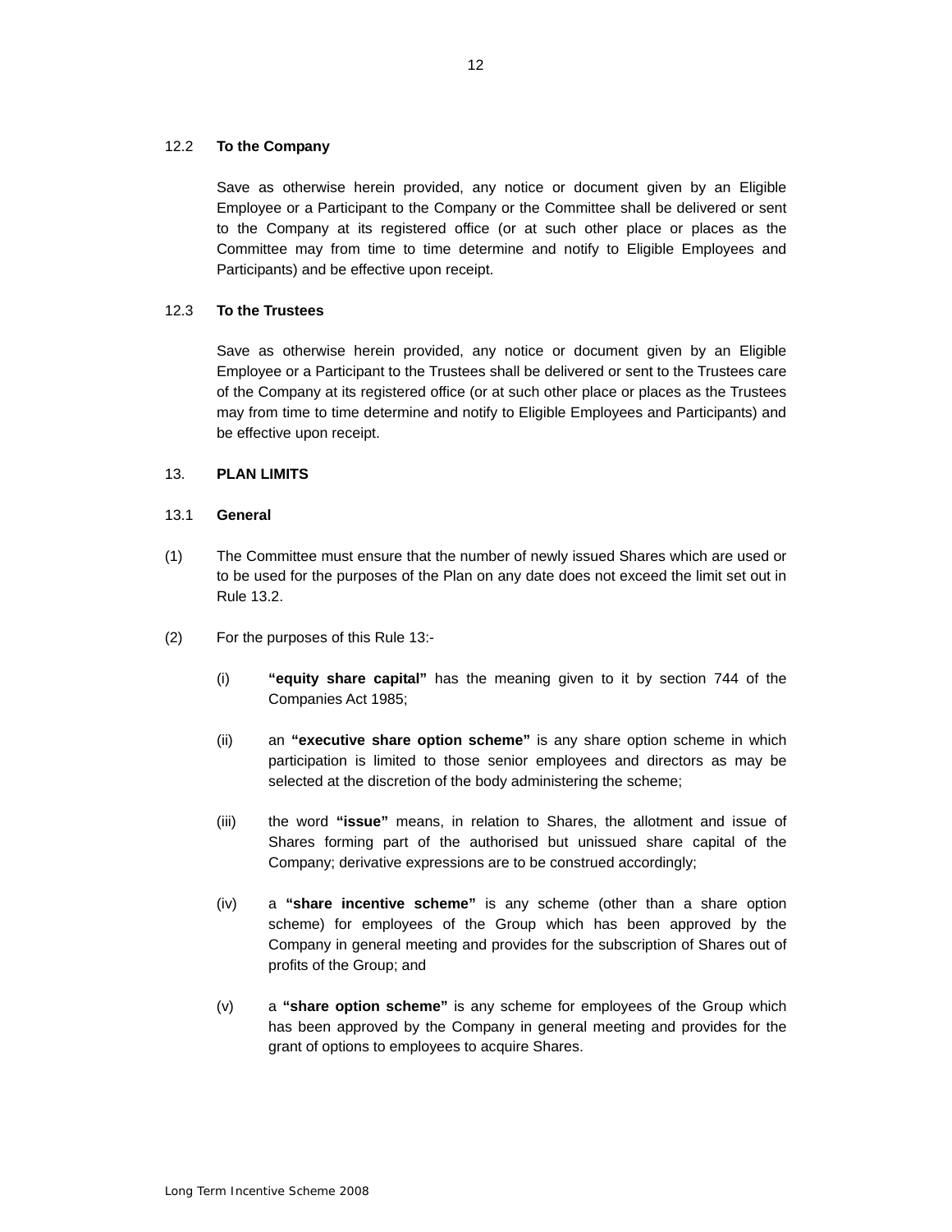### 12.2 **To the Company**

Save as otherwise herein provided, any notice or document given by an Eligible Employee or a Participant to the Company or the Committee shall be delivered or sent to the Company at its registered office (or at such other place or places as the Committee may from time to time determine and notify to Eligible Employees and Participants) and be effective upon receipt.

### 12.3 **To the Trustees**

Save as otherwise herein provided, any notice or document given by an Eligible Employee or a Participant to the Trustees shall be delivered or sent to the Trustees care of the Company at its registered office (or at such other place or places as the Trustees may from time to time determine and notify to Eligible Employees and Participants) and be effective upon receipt.

## 13. **PLAN LIMITS**

### 13.1 **General**

(1) The Committee must ensure that the number of newly issued Shares which are used or to be used for the purposes of the Plan on any date does not exceed the limit set out in Rule 13.2.

(2) For the purposes of this Rule 13:-

(i) **"equity share capital"** has the meaning given to it by section 744 of the Companies Act 1985;

(ii) an **"executive share option scheme"** is any share option scheme in which participation is limited to those senior employees and directors as may be selected at the discretion of the body administering the scheme;

(iii) the word **"issue"** means, in relation to Shares, the allotment and issue of Shares forming part of the authorised but unissued share capital of the Company; derivative expressions are to be construed accordingly;

(iv) a **"share incentive scheme"** is any scheme (other than a share option scheme) for employees of the Group which has been approved by the Company in general meeting and provides for the subscription of Shares out of profits of the Group; and

(v) a **"share option scheme"** is any scheme for employees of the Group which has been approved by the Company in general meeting and provides for the grant of options to employees to acquire Shares.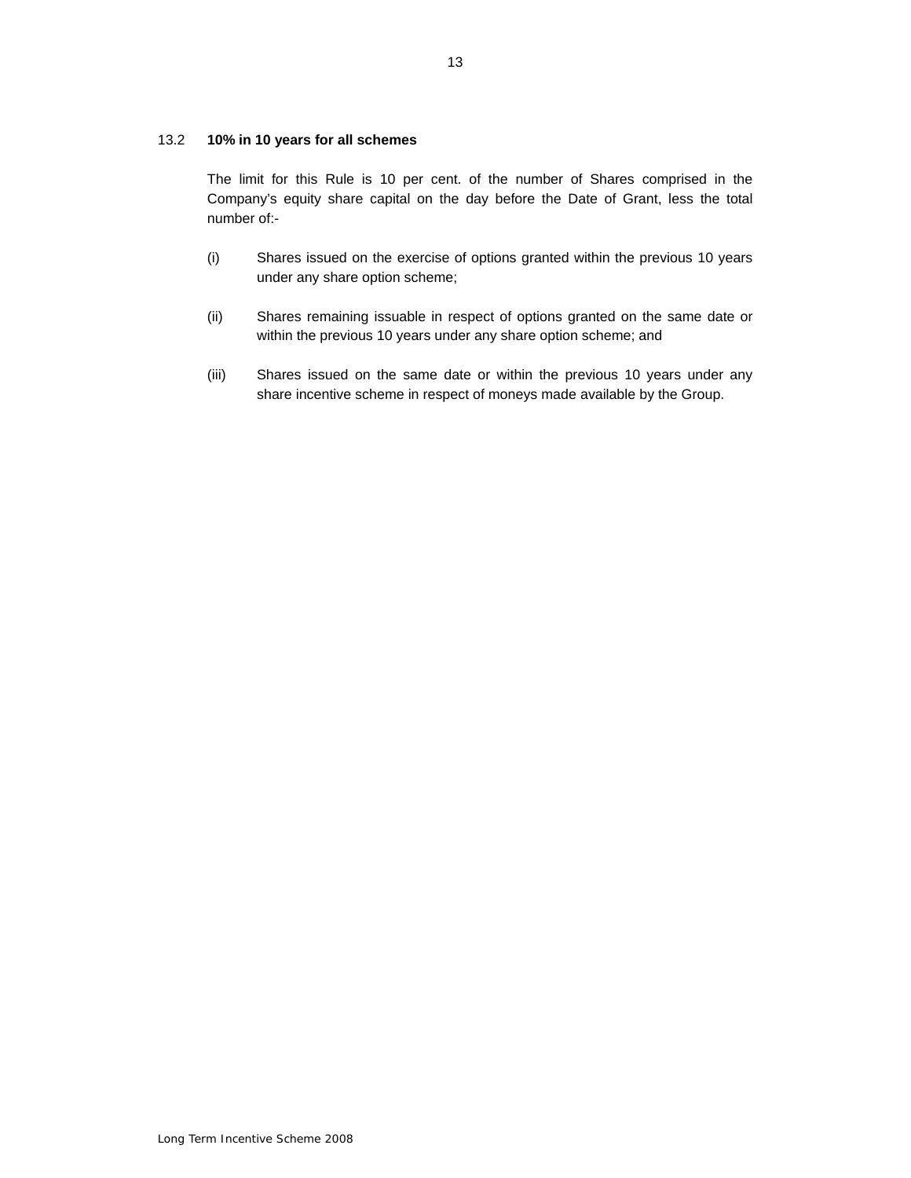### 13.2 **10% in 10 years for all schemes**

The limit for this Rule is 10 per cent. of the number of Shares comprised in the Company's equity share capital on the day before the Date of Grant, less the total number of:-

(i) Shares issued on the exercise of options granted within the previous 10 years under any share option scheme;

(ii) Shares remaining issuable in respect of options granted on the same date or within the previous 10 years under any share option scheme; and

(iii) Shares issued on the same date or within the previous 10 years under any share incentive scheme in respect of moneys made available by the Group.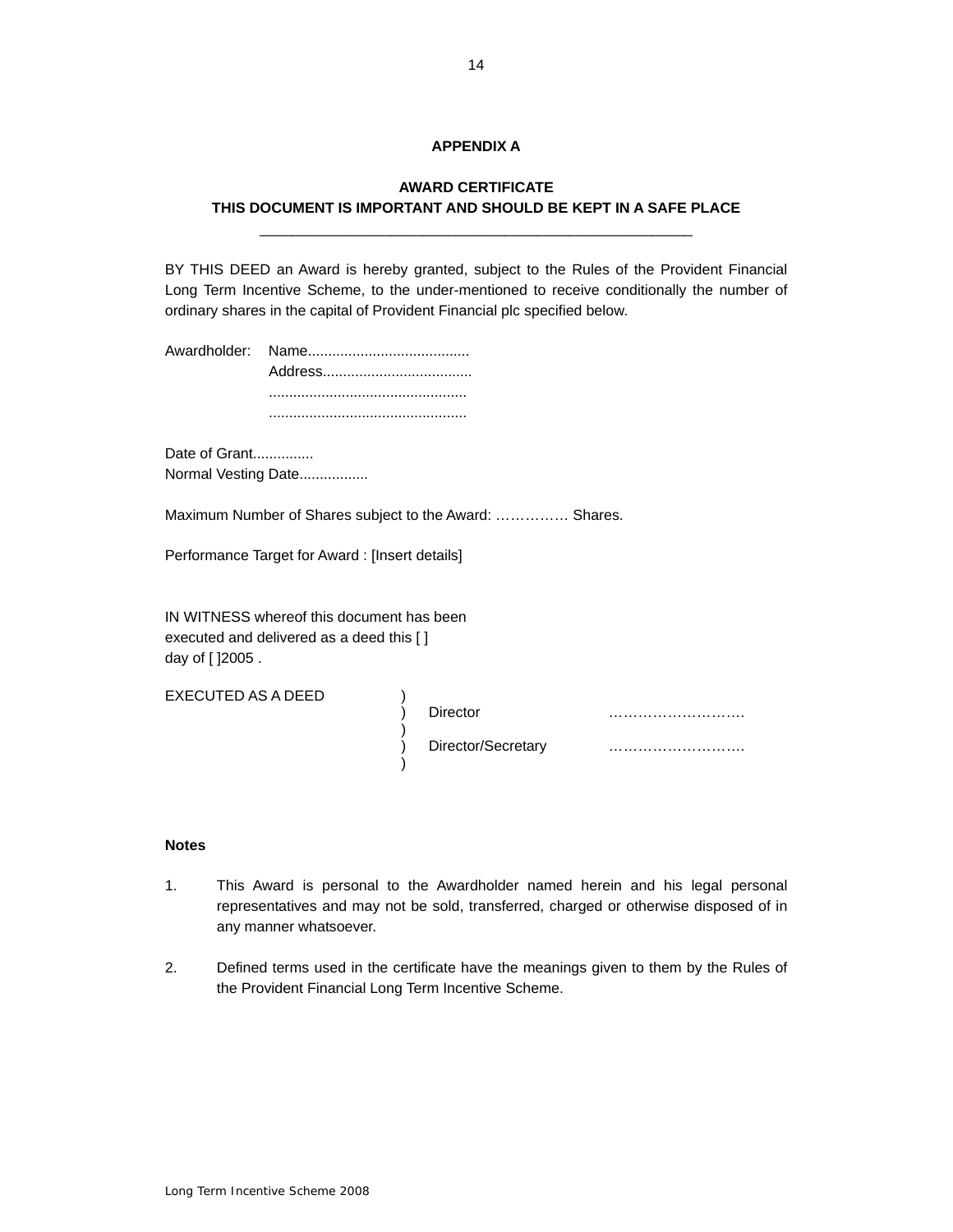## APPENDIX A

**AWARD CERTIFICATE**
**THIS DOCUMENT IS IMPORTANT AND SHOULD BE KEPT IN A SAFE PLACE**

---

BY THIS DEED an Award is hereby granted, subject to the Rules of the Provident Financial Long Term Incentive Scheme, to the under-mentioned to receive conditionally the number of ordinary shares in the capital of Provident Financial plc specified below.

Awardholder: Name.......................................
Address....................................
................................................
................................................

Date of Grant...............
Normal Vesting Date.................

Maximum Number of Shares subject to the Award: …………… Shares.

Performance Target for Award : [Insert details]

IN WITNESS whereof this document has been executed and delivered as a deed this [ ] day of [ ]2005 .

| EXECUTED AS A DEED | ) | | |
|---|---|---|---|
| | ) | Director | ………………………. |
| | ) | | |
| | ) | Director/Secretary | ………………………. |
| | ) | | |

**Notes**

1. This Award is personal to the Awardholder named herein and his legal personal representatives and may not be sold, transferred, charged or otherwise disposed of in any manner whatsoever.

2. Defined terms used in the certificate have the meanings given to them by the Rules of the Provident Financial Long Term Incentive Scheme.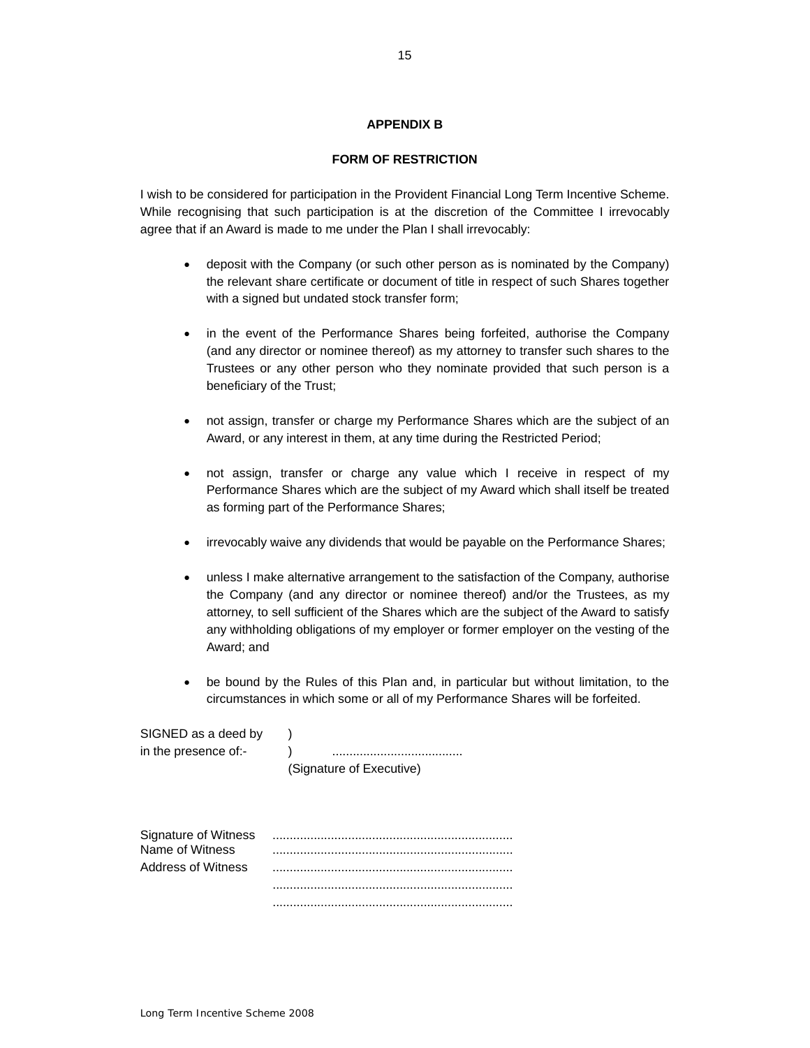## APPENDIX B

## FORM OF RESTRICTION

I wish to be considered for participation in the Provident Financial Long Term Incentive Scheme. While recognising that such participation is at the discretion of the Committee I irrevocably agree that if an Award is made to me under the Plan I shall irrevocably:

- deposit with the Company (or such other person as is nominated by the Company) the relevant share certificate or document of title in respect of such Shares together with a signed but undated stock transfer form;
- in the event of the Performance Shares being forfeited, authorise the Company (and any director or nominee thereof) as my attorney to transfer such shares to the Trustees or any other person who they nominate provided that such person is a beneficiary of the Trust;
- not assign, transfer or charge my Performance Shares which are the subject of an Award, or any interest in them, at any time during the Restricted Period;
- not assign, transfer or charge any value which I receive in respect of my Performance Shares which are the subject of my Award which shall itself be treated as forming part of the Performance Shares;
- irrevocably waive any dividends that would be payable on the Performance Shares;
- unless I make alternative arrangement to the satisfaction of the Company, authorise the Company (and any director or nominee thereof) and/or the Trustees, as my attorney, to sell sufficient of the Shares which are the subject of the Award to satisfy any withholding obligations of my employer or former employer on the vesting of the Award; and
- be bound by the Rules of this Plan and, in particular but without limitation, to the circumstances in which some or all of my Performance Shares will be forfeited.

SIGNED as a deed by )
in the presence of:- ) ......................................
(Signature of Executive)

Signature of Witness .....................................................................
Name of Witness .....................................................................
Address of Witness .....................................................................
.....................................................................
.....................................................................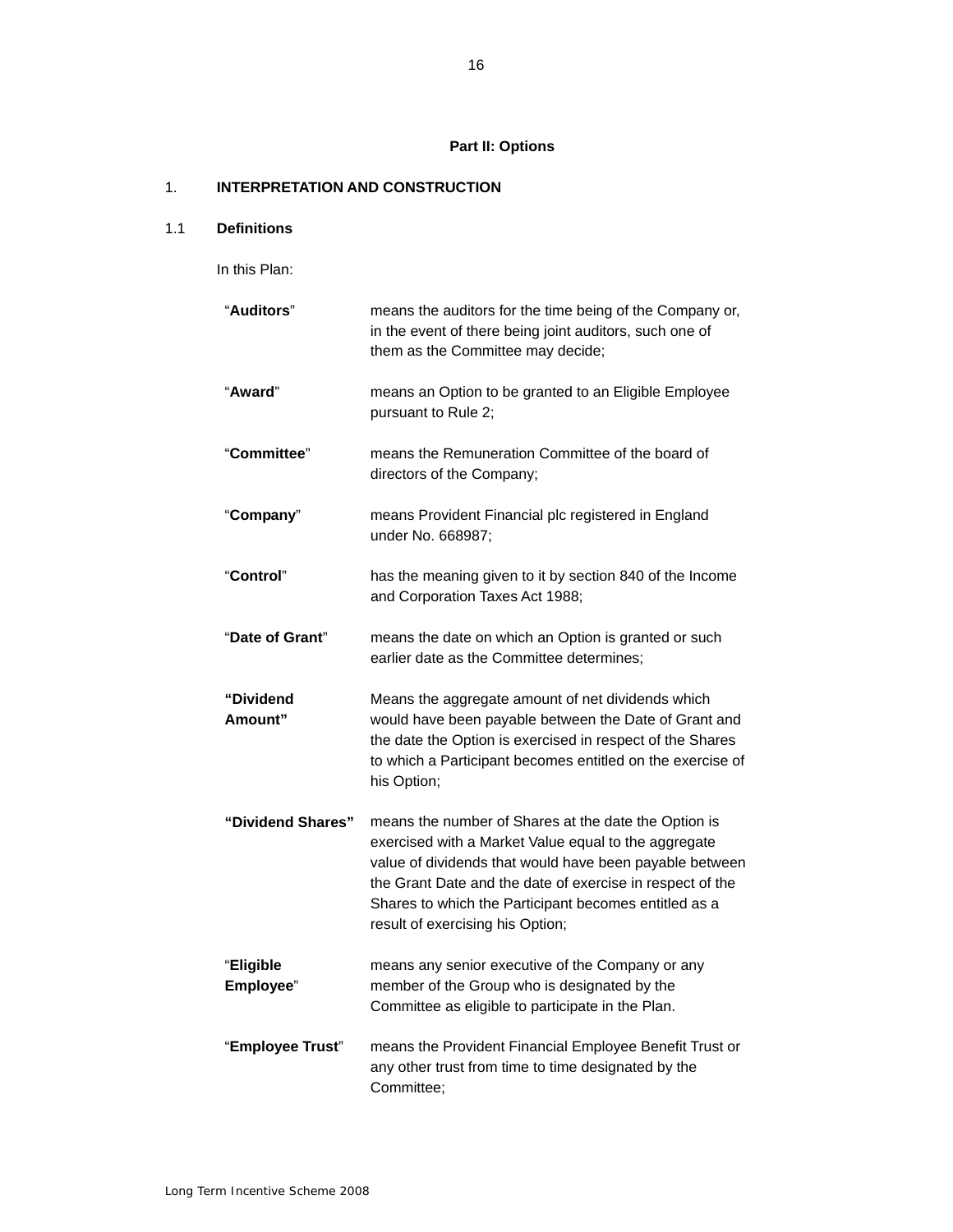## Part II: Options

### 1. INTERPRETATION AND CONSTRUCTION

#### 1.1 Definitions

In this Plan:

| | |
|---|---|
| "**Auditors**" | means the auditors for the time being of the Company or, in the event of there being joint auditors, such one of them as the Committee may decide; |
| "**Award**" | means an Option to be granted to an Eligible Employee pursuant to Rule 2; |
| "**Committee**" | means the Remuneration Committee of the board of directors of the Company; |
| "**Company**" | means Provident Financial plc registered in England under No. 668987; |
| "**Control**" | has the meaning given to it by section 840 of the Income and Corporation Taxes Act 1988; |
| "**Date of Grant**" | means the date on which an Option is granted or such earlier date as the Committee determines; |
| **"Dividend Amount"** | Means the aggregate amount of net dividends which would have been payable between the Date of Grant and the date the Option is exercised in respect of the Shares to which a Participant becomes entitled on the exercise of his Option; |
| **"Dividend Shares"** | means the number of Shares at the date the Option is exercised with a Market Value equal to the aggregate value of dividends that would have been payable between the Grant Date and the date of exercise in respect of the Shares to which the Participant becomes entitled as a result of exercising his Option; |
| "**Eligible Employee**" | means any senior executive of the Company or any member of the Group who is designated by the Committee as eligible to participate in the Plan. |
| "**Employee Trust**" | means the Provident Financial Employee Benefit Trust or any other trust from time to time designated by the Committee; |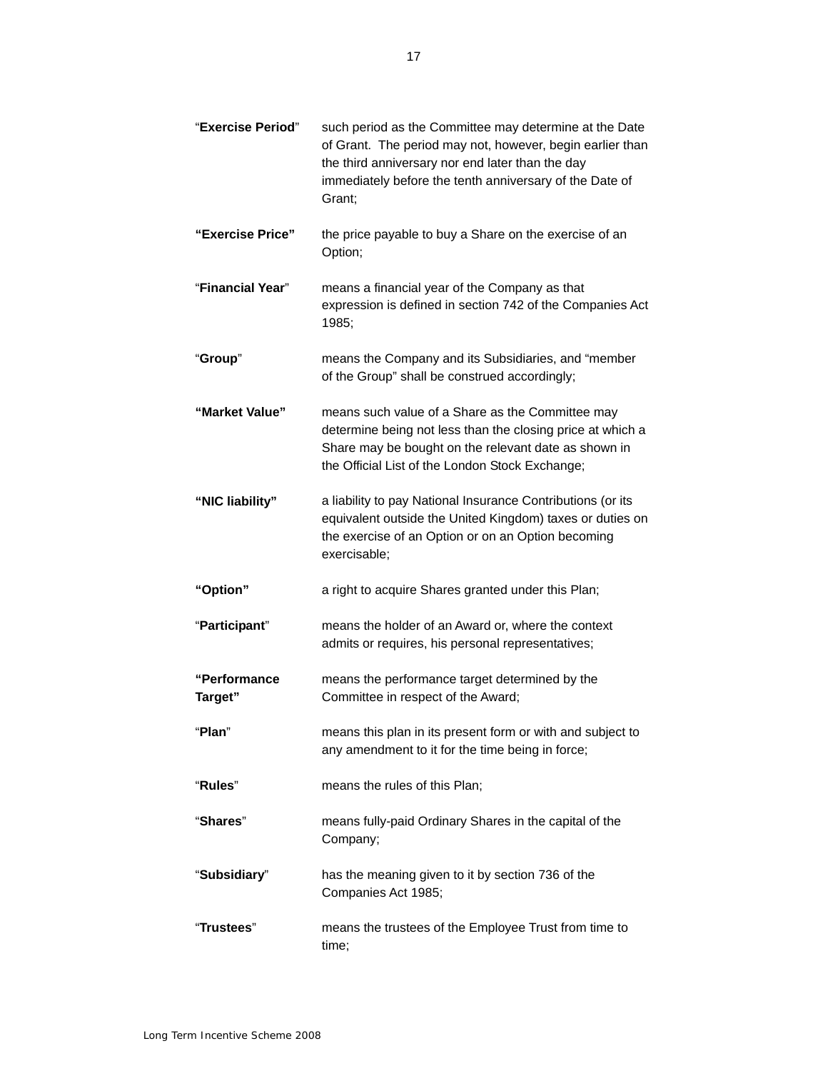| | |
|---|---|
| "**Exercise Period**" | such period as the Committee may determine at the Date of Grant. The period may not, however, begin earlier than the third anniversary nor end later than the day immediately before the tenth anniversary of the Date of Grant; |
| **"Exercise Price"** | the price payable to buy a Share on the exercise of an Option; |
| "**Financial Year**" | means a financial year of the Company as that expression is defined in section 742 of the Companies Act 1985; |
| "**Group**" | means the Company and its Subsidiaries, and "member of the Group" shall be construed accordingly; |
| **"Market Value"** | means such value of a Share as the Committee may determine being not less than the closing price at which a Share may be bought on the relevant date as shown in the Official List of the London Stock Exchange; |
| **"NIC liability"** | a liability to pay National Insurance Contributions (or its equivalent outside the United Kingdom) taxes or duties on the exercise of an Option or on an Option becoming exercisable; |
| **"Option"** | a right to acquire Shares granted under this Plan; |
| "**Participant**" | means the holder of an Award or, where the context admits or requires, his personal representatives; |
| **"Performance Target"** | means the performance target determined by the Committee in respect of the Award; |
| "**Plan**" | means this plan in its present form or with and subject to any amendment to it for the time being in force; |
| "**Rules**" | means the rules of this Plan; |
| "**Shares**" | means fully-paid Ordinary Shares in the capital of the Company; |
| "**Subsidiary**" | has the meaning given to it by section 736 of the Companies Act 1985; |
| "**Trustees**" | means the trustees of the Employee Trust from time to time; |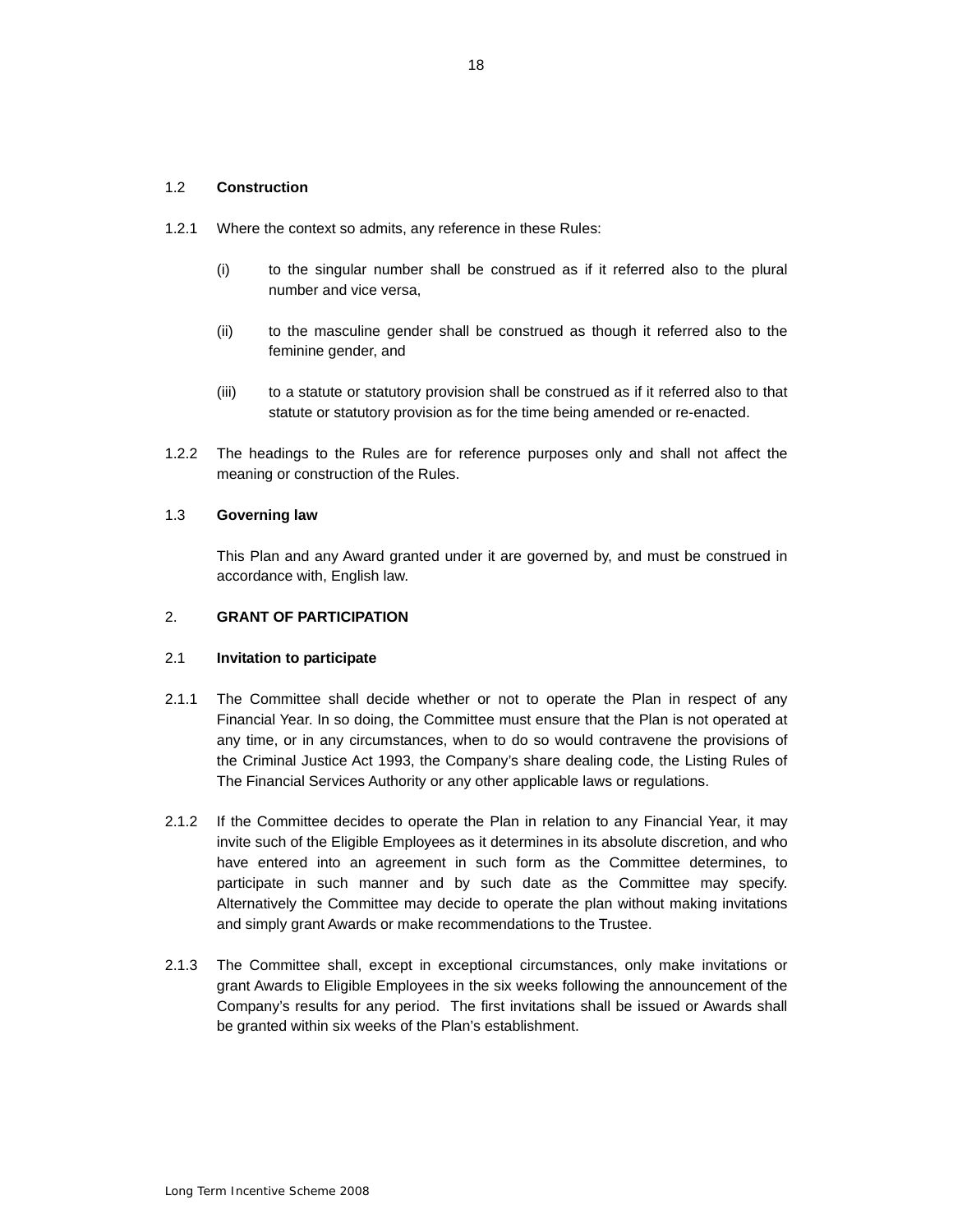### 1.2 Construction

1.2.1 Where the context so admits, any reference in these Rules:

(i) to the singular number shall be construed as if it referred also to the plural number and vice versa,

(ii) to the masculine gender shall be construed as though it referred also to the feminine gender, and

(iii) to a statute or statutory provision shall be construed as if it referred also to that statute or statutory provision as for the time being amended or re-enacted.

1.2.2 The headings to the Rules are for reference purposes only and shall not affect the meaning or construction of the Rules.

### 1.3 Governing law

This Plan and any Award granted under it are governed by, and must be construed in accordance with, English law.

## 2. GRANT OF PARTICIPATION

### 2.1 Invitation to participate

2.1.1 The Committee shall decide whether or not to operate the Plan in respect of any Financial Year. In so doing, the Committee must ensure that the Plan is not operated at any time, or in any circumstances, when to do so would contravene the provisions of the Criminal Justice Act 1993, the Company's share dealing code, the Listing Rules of The Financial Services Authority or any other applicable laws or regulations.

2.1.2 If the Committee decides to operate the Plan in relation to any Financial Year, it may invite such of the Eligible Employees as it determines in its absolute discretion, and who have entered into an agreement in such form as the Committee determines, to participate in such manner and by such date as the Committee may specify. Alternatively the Committee may decide to operate the plan without making invitations and simply grant Awards or make recommendations to the Trustee.

2.1.3 The Committee shall, except in exceptional circumstances, only make invitations or grant Awards to Eligible Employees in the six weeks following the announcement of the Company's results for any period. The first invitations shall be issued or Awards shall be granted within six weeks of the Plan's establishment.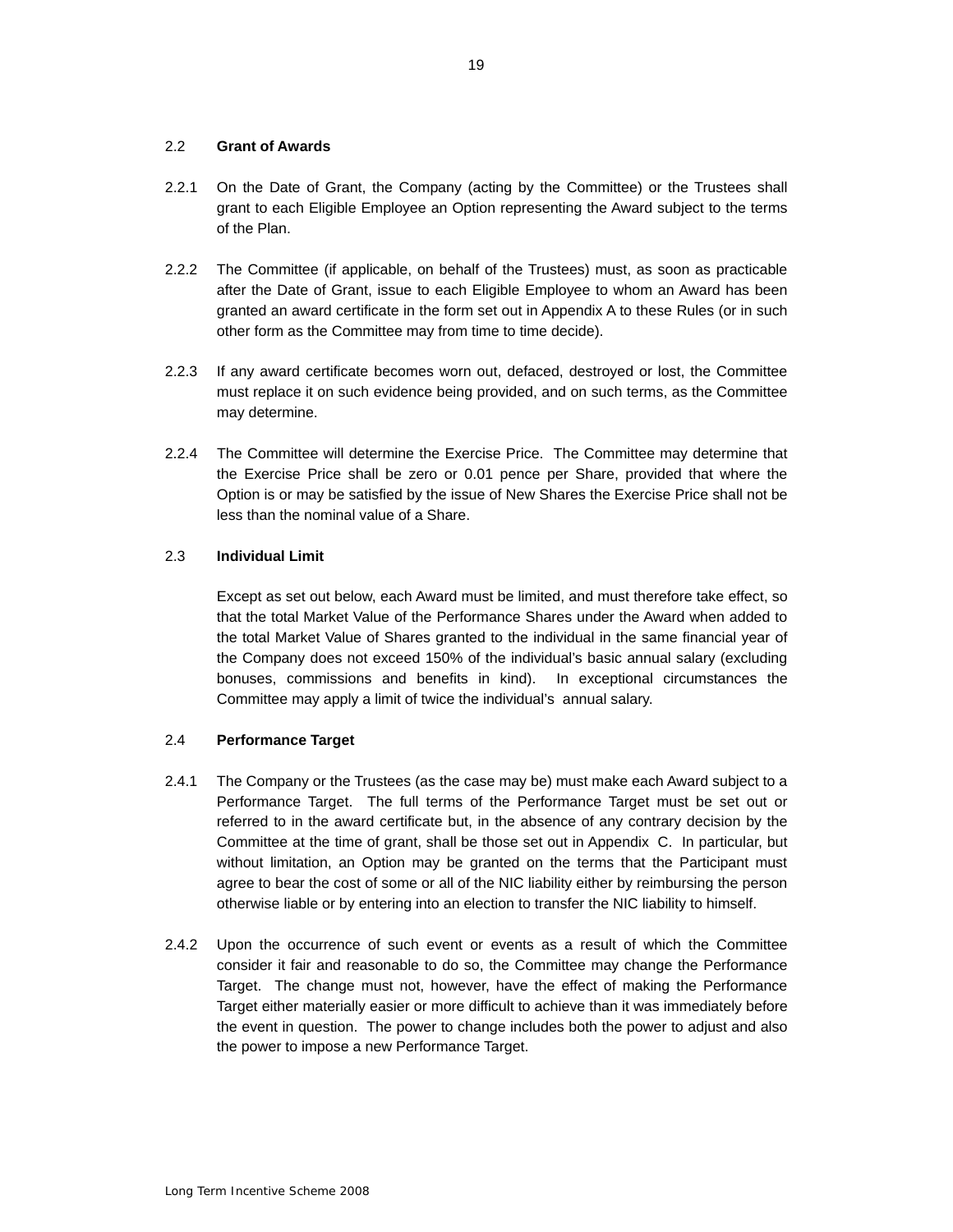## 2.2 **Grant of Awards**

2.2.1 On the Date of Grant, the Company (acting by the Committee) or the Trustees shall grant to each Eligible Employee an Option representing the Award subject to the terms of the Plan.

2.2.2 The Committee (if applicable, on behalf of the Trustees) must, as soon as practicable after the Date of Grant, issue to each Eligible Employee to whom an Award has been granted an award certificate in the form set out in Appendix A to these Rules (or in such other form as the Committee may from time to time decide).

2.2.3 If any award certificate becomes worn out, defaced, destroyed or lost, the Committee must replace it on such evidence being provided, and on such terms, as the Committee may determine.

2.2.4 The Committee will determine the Exercise Price. The Committee may determine that the Exercise Price shall be zero or 0.01 pence per Share, provided that where the Option is or may be satisfied by the issue of New Shares the Exercise Price shall not be less than the nominal value of a Share.

## 2.3 **Individual Limit**

Except as set out below, each Award must be limited, and must therefore take effect, so that the total Market Value of the Performance Shares under the Award when added to the total Market Value of Shares granted to the individual in the same financial year of the Company does not exceed 150% of the individual's basic annual salary (excluding bonuses, commissions and benefits in kind). In exceptional circumstances the Committee may apply a limit of twice the individual's annual salary.

## 2.4 **Performance Target**

2.4.1 The Company or the Trustees (as the case may be) must make each Award subject to a Performance Target. The full terms of the Performance Target must be set out or referred to in the award certificate but, in the absence of any contrary decision by the Committee at the time of grant, shall be those set out in Appendix C. In particular, but without limitation, an Option may be granted on the terms that the Participant must agree to bear the cost of some or all of the NIC liability either by reimbursing the person otherwise liable or by entering into an election to transfer the NIC liability to himself.

2.4.2 Upon the occurrence of such event or events as a result of which the Committee consider it fair and reasonable to do so, the Committee may change the Performance Target. The change must not, however, have the effect of making the Performance Target either materially easier or more difficult to achieve than it was immediately before the event in question. The power to change includes both the power to adjust and also the power to impose a new Performance Target.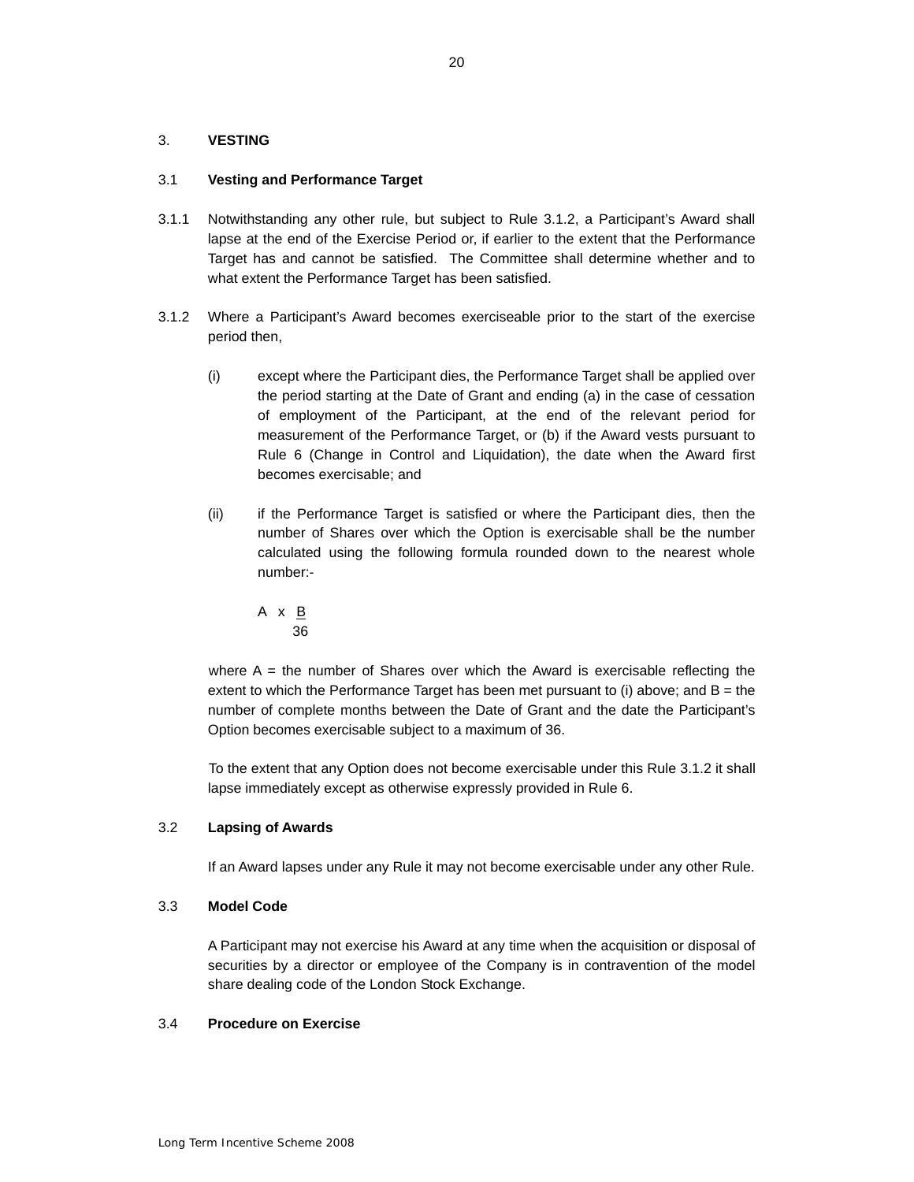## 3. VESTING

### 3.1 Vesting and Performance Target

3.1.1 Notwithstanding any other rule, but subject to Rule 3.1.2, a Participant's Award shall lapse at the end of the Exercise Period or, if earlier to the extent that the Performance Target has and cannot be satisfied. The Committee shall determine whether and to what extent the Performance Target has been satisfied.

3.1.2 Where a Participant's Award becomes exerciseable prior to the start of the exercise period then,

(i) except where the Participant dies, the Performance Target shall be applied over the period starting at the Date of Grant and ending (a) in the case of cessation of employment of the Participant, at the end of the relevant period for measurement of the Performance Target, or (b) if the Award vests pursuant to Rule 6 (Change in Control and Liquidation), the date when the Award first becomes exercisable; and

(ii) if the Performance Target is satisfied or where the Participant dies, then the number of Shares over which the Option is exercisable shall be the number calculated using the following formula rounded down to the nearest whole number:-

$$A \times \frac{B}{36}$$

where A = the number of Shares over which the Award is exercisable reflecting the extent to which the Performance Target has been met pursuant to (i) above; and B = the number of complete months between the Date of Grant and the date the Participant's Option becomes exercisable subject to a maximum of 36.

To the extent that any Option does not become exercisable under this Rule 3.1.2 it shall lapse immediately except as otherwise expressly provided in Rule 6.

### 3.2 Lapsing of Awards

If an Award lapses under any Rule it may not become exercisable under any other Rule.

### 3.3 Model Code

A Participant may not exercise his Award at any time when the acquisition or disposal of securities by a director or employee of the Company is in contravention of the model share dealing code of the London Stock Exchange.

### 3.4 Procedure on Exercise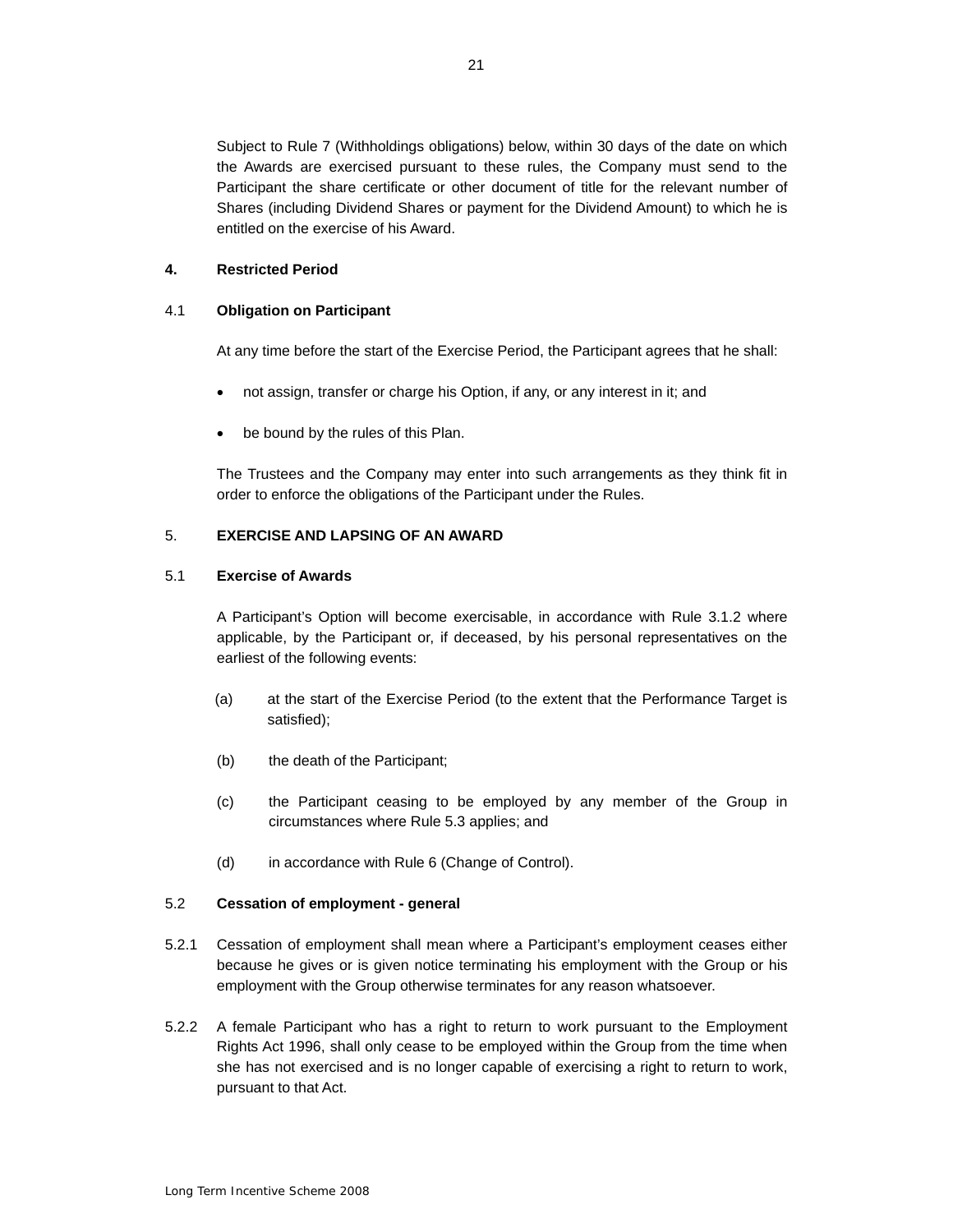Subject to Rule 7 (Withholdings obligations) below, within 30 days of the date on which the Awards are exercised pursuant to these rules, the Company must send to the Participant the share certificate or other document of title for the relevant number of Shares (including Dividend Shares or payment for the Dividend Amount) to which he is entitled on the exercise of his Award.

## 4. Restricted Period

### 4.1 Obligation on Participant

At any time before the start of the Exercise Period, the Participant agrees that he shall:

- not assign, transfer or charge his Option, if any, or any interest in it; and
- be bound by the rules of this Plan.

The Trustees and the Company may enter into such arrangements as they think fit in order to enforce the obligations of the Participant under the Rules.

## 5. EXERCISE AND LAPSING OF AN AWARD

### 5.1 Exercise of Awards

A Participant's Option will become exercisable, in accordance with Rule 3.1.2 where applicable, by the Participant or, if deceased, by his personal representatives on the earliest of the following events:

(a) at the start of the Exercise Period (to the extent that the Performance Target is satisfied);

(b) the death of the Participant;

(c) the Participant ceasing to be employed by any member of the Group in circumstances where Rule 5.3 applies; and

(d) in accordance with Rule 6 (Change of Control).

### 5.2 Cessation of employment - general

5.2.1 Cessation of employment shall mean where a Participant's employment ceases either because he gives or is given notice terminating his employment with the Group or his employment with the Group otherwise terminates for any reason whatsoever.

5.2.2 A female Participant who has a right to return to work pursuant to the Employment Rights Act 1996, shall only cease to be employed within the Group from the time when she has not exercised and is no longer capable of exercising a right to return to work, pursuant to that Act.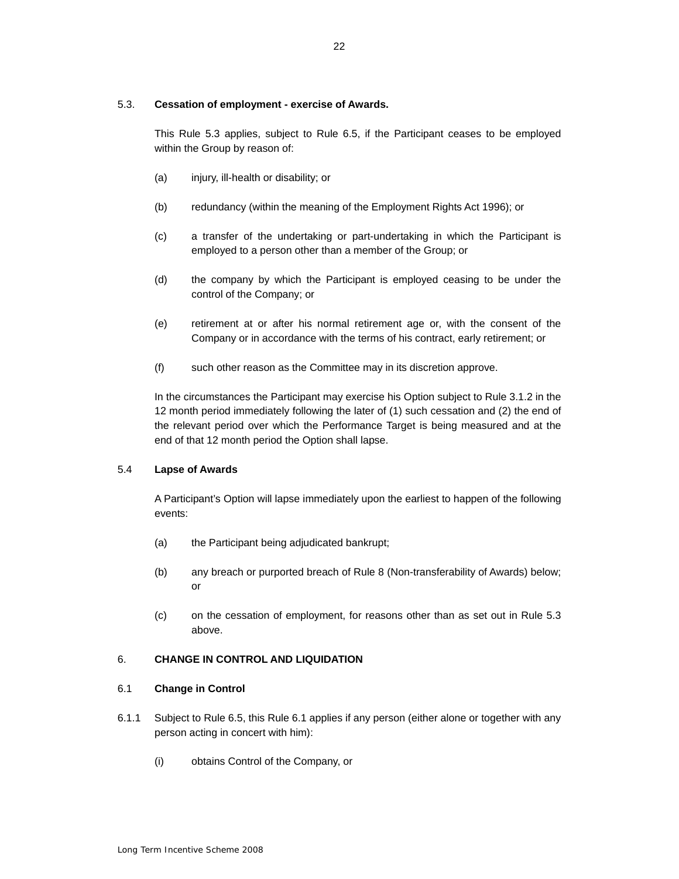**5.3. Cessation of employment - exercise of Awards.**

This Rule 5.3 applies, subject to Rule 6.5, if the Participant ceases to be employed within the Group by reason of:

(a) injury, ill-health or disability; or

(b) redundancy (within the meaning of the Employment Rights Act 1996); or

(c) a transfer of the undertaking or part-undertaking in which the Participant is employed to a person other than a member of the Group; or

(d) the company by which the Participant is employed ceasing to be under the control of the Company; or

(e) retirement at or after his normal retirement age or, with the consent of the Company or in accordance with the terms of his contract, early retirement; or

(f) such other reason as the Committee may in its discretion approve.

In the circumstances the Participant may exercise his Option subject to Rule 3.1.2 in the 12 month period immediately following the later of (1) such cessation and (2) the end of the relevant period over which the Performance Target is being measured and at the end of that 12 month period the Option shall lapse.

**5.4 Lapse of Awards**

A Participant's Option will lapse immediately upon the earliest to happen of the following events:

(a) the Participant being adjudicated bankrupt;

(b) any breach or purported breach of Rule 8 (Non-transferability of Awards) below; or

(c) on the cessation of employment, for reasons other than as set out in Rule 5.3 above.

**6. CHANGE IN CONTROL AND LIQUIDATION**

**6.1 Change in Control**

6.1.1 Subject to Rule 6.5, this Rule 6.1 applies if any person (either alone or together with any person acting in concert with him):

(i) obtains Control of the Company, or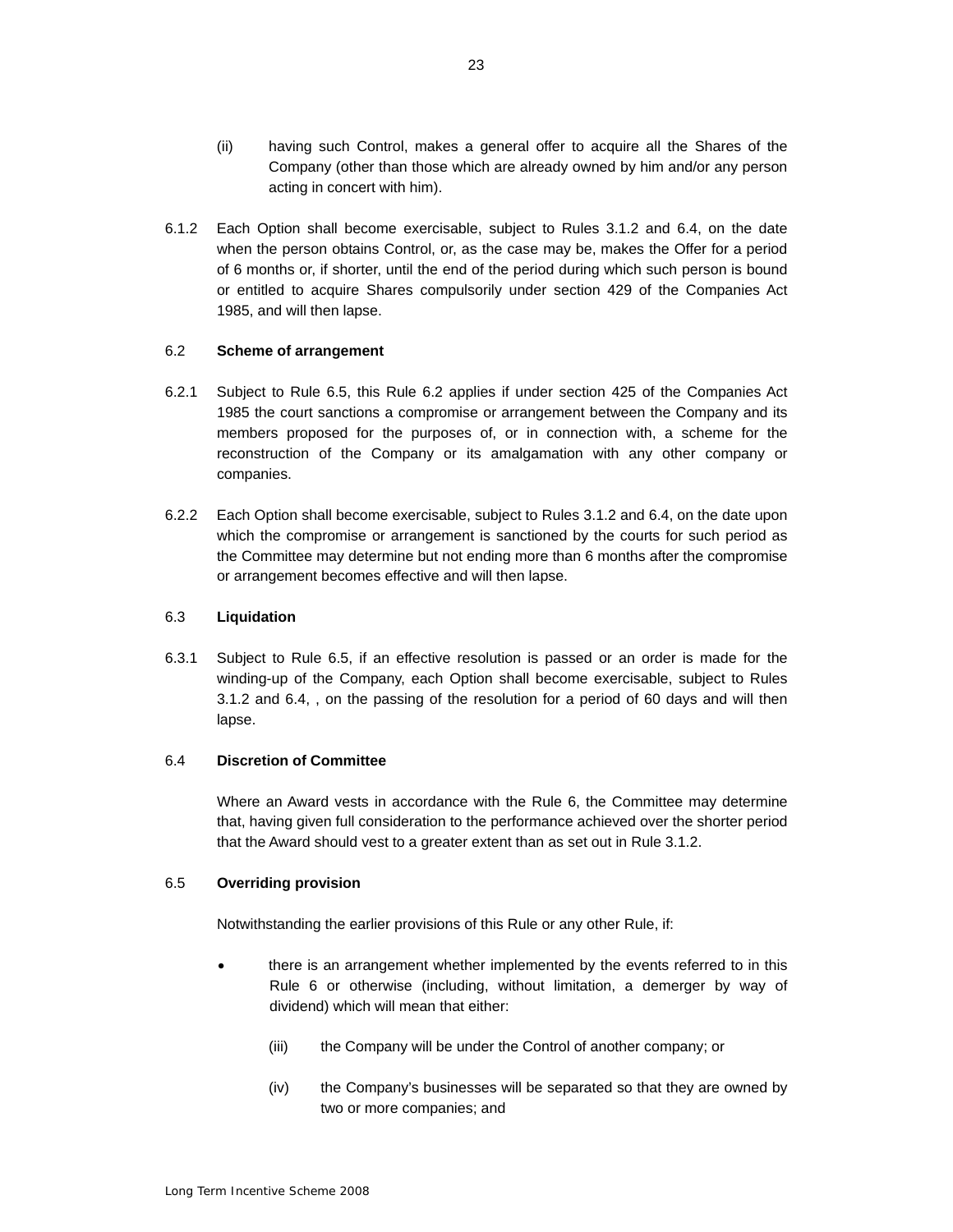(ii) having such Control, makes a general offer to acquire all the Shares of the Company (other than those which are already owned by him and/or any person acting in concert with him).

6.1.2 Each Option shall become exercisable, subject to Rules 3.1.2 and 6.4, on the date when the person obtains Control, or, as the case may be, makes the Offer for a period of 6 months or, if shorter, until the end of the period during which such person is bound or entitled to acquire Shares compulsorily under section 429 of the Companies Act 1985, and will then lapse.

6.2 **Scheme of arrangement**

6.2.1 Subject to Rule 6.5, this Rule 6.2 applies if under section 425 of the Companies Act 1985 the court sanctions a compromise or arrangement between the Company and its members proposed for the purposes of, or in connection with, a scheme for the reconstruction of the Company or its amalgamation with any other company or companies.

6.2.2 Each Option shall become exercisable, subject to Rules 3.1.2 and 6.4, on the date upon which the compromise or arrangement is sanctioned by the courts for such period as the Committee may determine but not ending more than 6 months after the compromise or arrangement becomes effective and will then lapse.

6.3 **Liquidation**

6.3.1 Subject to Rule 6.5, if an effective resolution is passed or an order is made for the winding-up of the Company, each Option shall become exercisable, subject to Rules 3.1.2 and 6.4, , on the passing of the resolution for a period of 60 days and will then lapse.

6.4 **Discretion of Committee**

Where an Award vests in accordance with the Rule 6, the Committee may determine that, having given full consideration to the performance achieved over the shorter period that the Award should vest to a greater extent than as set out in Rule 3.1.2.

6.5 **Overriding provision**

Notwithstanding the earlier provisions of this Rule or any other Rule, if:

- there is an arrangement whether implemented by the events referred to in this Rule 6 or otherwise (including, without limitation, a demerger by way of dividend) which will mean that either:

  (iii) the Company will be under the Control of another company; or

  (iv) the Company's businesses will be separated so that they are owned by two or more companies; and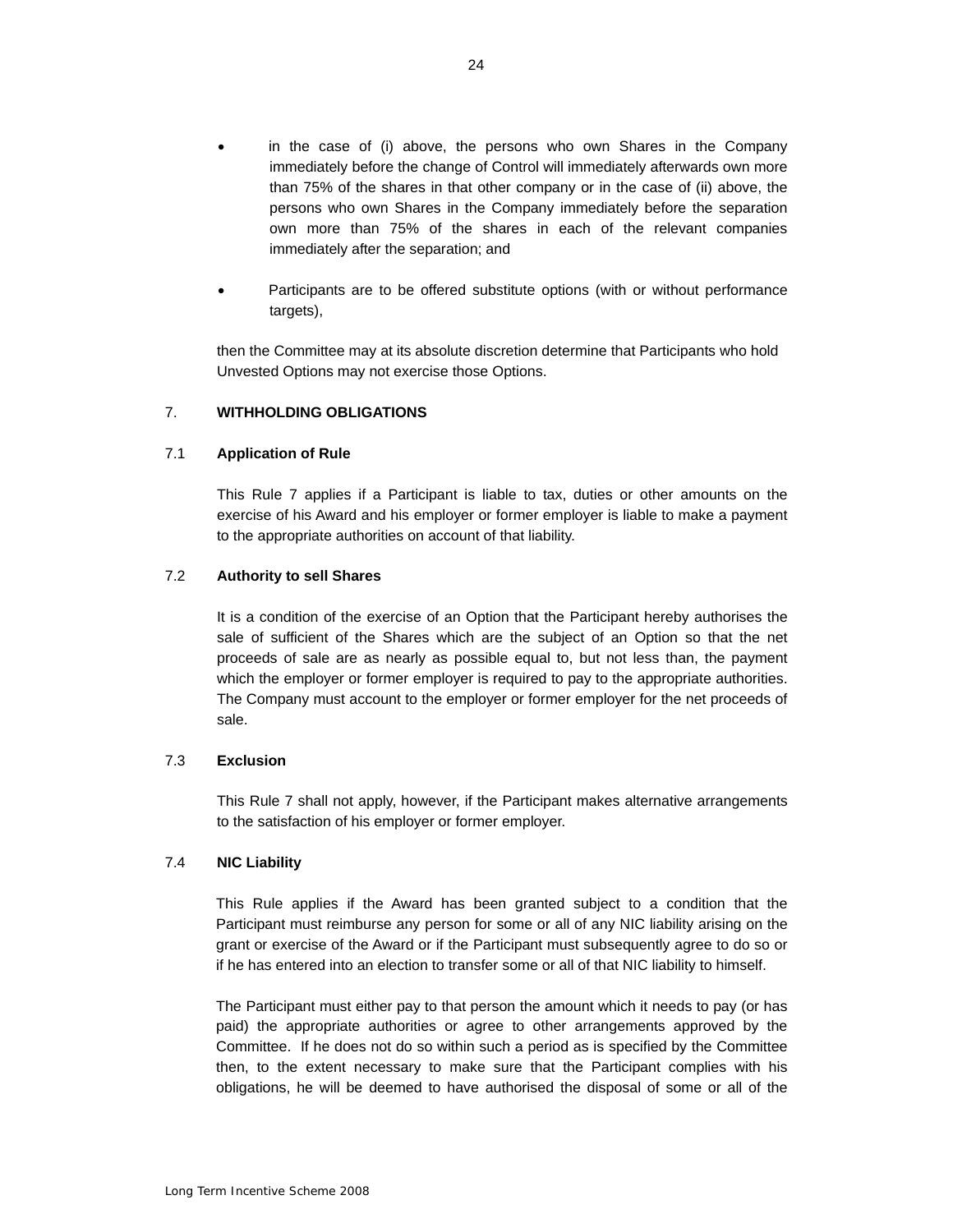- in the case of (i) above, the persons who own Shares in the Company immediately before the change of Control will immediately afterwards own more than 75% of the shares in that other company or in the case of (ii) above, the persons who own Shares in the Company immediately before the separation own more than 75% of the shares in each of the relevant companies immediately after the separation; and
- Participants are to be offered substitute options (with or without performance targets),

then the Committee may at its absolute discretion determine that Participants who hold Unvested Options may not exercise those Options.

## 7. WITHHOLDING OBLIGATIONS

### 7.1 Application of Rule

This Rule 7 applies if a Participant is liable to tax, duties or other amounts on the exercise of his Award and his employer or former employer is liable to make a payment to the appropriate authorities on account of that liability.

### 7.2 Authority to sell Shares

It is a condition of the exercise of an Option that the Participant hereby authorises the sale of sufficient of the Shares which are the subject of an Option so that the net proceeds of sale are as nearly as possible equal to, but not less than, the payment which the employer or former employer is required to pay to the appropriate authorities. The Company must account to the employer or former employer for the net proceeds of sale.

### 7.3 Exclusion

This Rule 7 shall not apply, however, if the Participant makes alternative arrangements to the satisfaction of his employer or former employer.

### 7.4 NIC Liability

This Rule applies if the Award has been granted subject to a condition that the Participant must reimburse any person for some or all of any NIC liability arising on the grant or exercise of the Award or if the Participant must subsequently agree to do so or if he has entered into an election to transfer some or all of that NIC liability to himself.

The Participant must either pay to that person the amount which it needs to pay (or has paid) the appropriate authorities or agree to other arrangements approved by the Committee. If he does not do so within such a period as is specified by the Committee then, to the extent necessary to make sure that the Participant complies with his obligations, he will be deemed to have authorised the disposal of some or all of the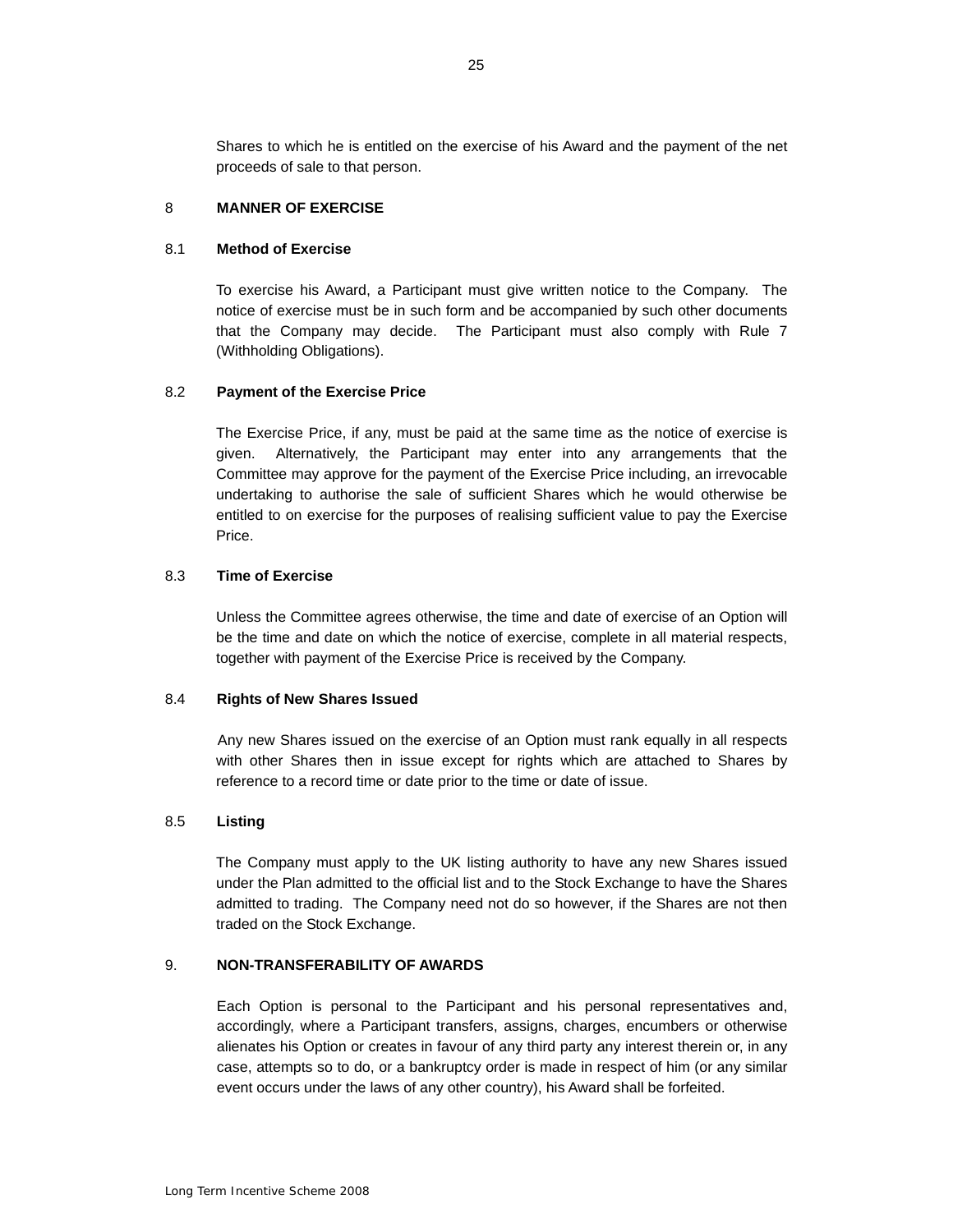Shares to which he is entitled on the exercise of his Award and the payment of the net proceeds of sale to that person.

## 8 MANNER OF EXERCISE

### 8.1 Method of Exercise

To exercise his Award, a Participant must give written notice to the Company. The notice of exercise must be in such form and be accompanied by such other documents that the Company may decide. The Participant must also comply with Rule 7 (Withholding Obligations).

### 8.2 Payment of the Exercise Price

The Exercise Price, if any, must be paid at the same time as the notice of exercise is given. Alternatively, the Participant may enter into any arrangements that the Committee may approve for the payment of the Exercise Price including, an irrevocable undertaking to authorise the sale of sufficient Shares which he would otherwise be entitled to on exercise for the purposes of realising sufficient value to pay the Exercise Price.

### 8.3 Time of Exercise

Unless the Committee agrees otherwise, the time and date of exercise of an Option will be the time and date on which the notice of exercise, complete in all material respects, together with payment of the Exercise Price is received by the Company.

### 8.4 Rights of New Shares Issued

Any new Shares issued on the exercise of an Option must rank equally in all respects with other Shares then in issue except for rights which are attached to Shares by reference to a record time or date prior to the time or date of issue.

### 8.5 Listing

The Company must apply to the UK listing authority to have any new Shares issued under the Plan admitted to the official list and to the Stock Exchange to have the Shares admitted to trading. The Company need not do so however, if the Shares are not then traded on the Stock Exchange.

## 9. NON-TRANSFERABILITY OF AWARDS

Each Option is personal to the Participant and his personal representatives and, accordingly, where a Participant transfers, assigns, charges, encumbers or otherwise alienates his Option or creates in favour of any third party any interest therein or, in any case, attempts so to do, or a bankruptcy order is made in respect of him (or any similar event occurs under the laws of any other country), his Award shall be forfeited.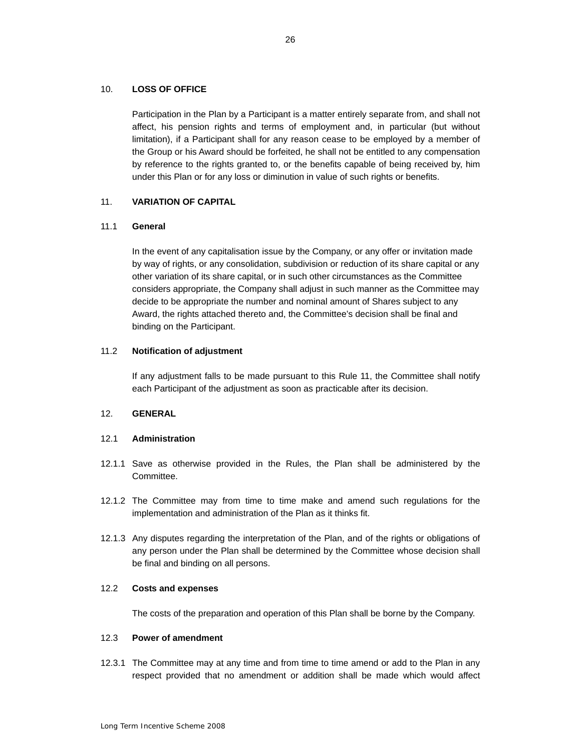## 10. LOSS OF OFFICE

Participation in the Plan by a Participant is a matter entirely separate from, and shall not affect, his pension rights and terms of employment and, in particular (but without limitation), if a Participant shall for any reason cease to be employed by a member of the Group or his Award should be forfeited, he shall not be entitled to any compensation by reference to the rights granted to, or the benefits capable of being received by, him under this Plan or for any loss or diminution in value of such rights or benefits.

## 11. VARIATION OF CAPITAL

### 11.1 General

In the event of any capitalisation issue by the Company, or any offer or invitation made by way of rights, or any consolidation, subdivision or reduction of its share capital or any other variation of its share capital, or in such other circumstances as the Committee considers appropriate, the Company shall adjust in such manner as the Committee may decide to be appropriate the number and nominal amount of Shares subject to any Award, the rights attached thereto and, the Committee's decision shall be final and binding on the Participant.

### 11.2 Notification of adjustment

If any adjustment falls to be made pursuant to this Rule 11, the Committee shall notify each Participant of the adjustment as soon as practicable after its decision.

## 12. GENERAL

### 12.1 Administration

12.1.1 Save as otherwise provided in the Rules, the Plan shall be administered by the Committee.

12.1.2 The Committee may from time to time make and amend such regulations for the implementation and administration of the Plan as it thinks fit.

12.1.3 Any disputes regarding the interpretation of the Plan, and of the rights or obligations of any person under the Plan shall be determined by the Committee whose decision shall be final and binding on all persons.

### 12.2 Costs and expenses

The costs of the preparation and operation of this Plan shall be borne by the Company.

### 12.3 Power of amendment

12.3.1 The Committee may at any time and from time to time amend or add to the Plan in any respect provided that no amendment or addition shall be made which would affect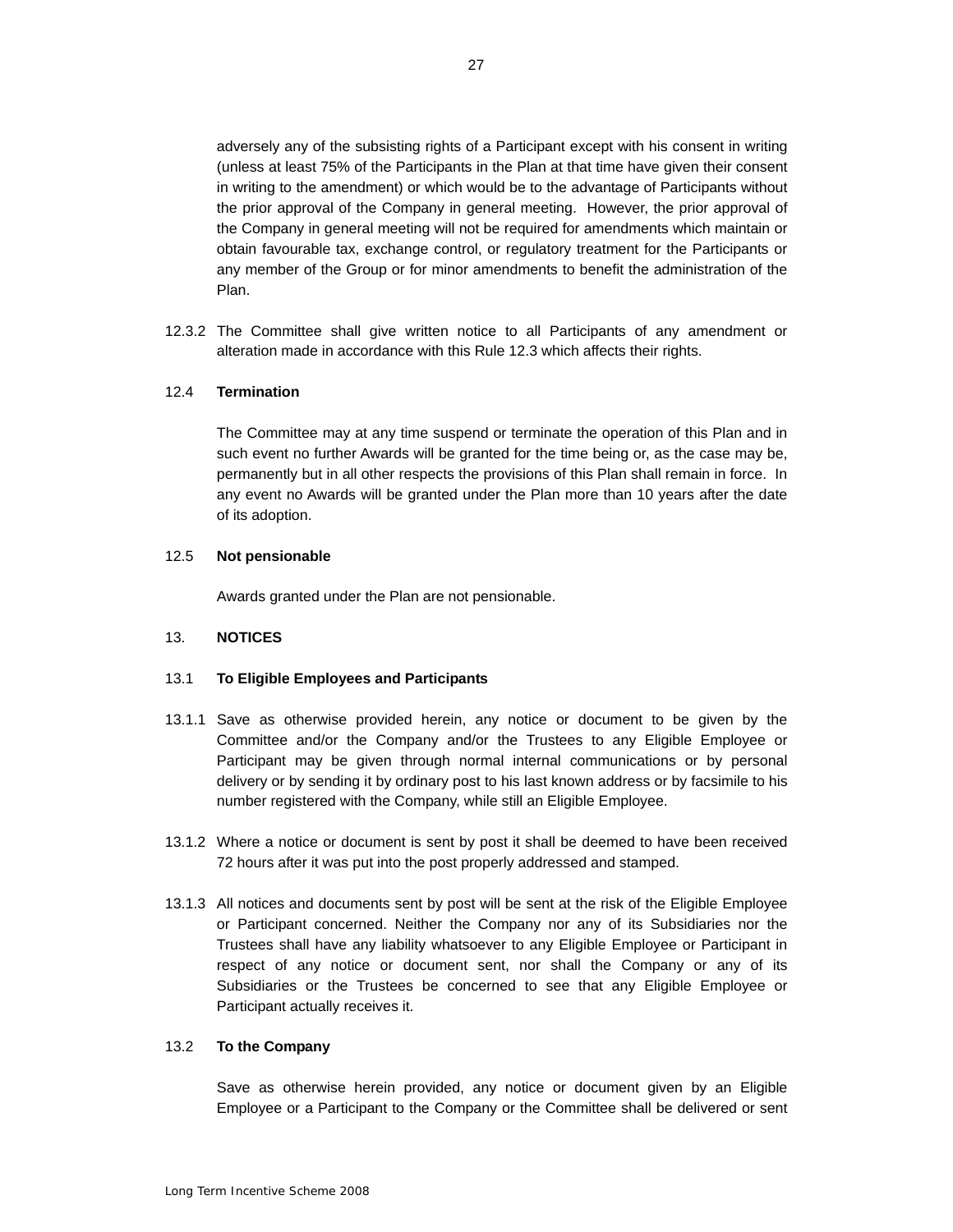adversely any of the subsisting rights of a Participant except with his consent in writing (unless at least 75% of the Participants in the Plan at that time have given their consent in writing to the amendment) or which would be to the advantage of Participants without the prior approval of the Company in general meeting. However, the prior approval of the Company in general meeting will not be required for amendments which maintain or obtain favourable tax, exchange control, or regulatory treatment for the Participants or any member of the Group or for minor amendments to benefit the administration of the Plan.

12.3.2 The Committee shall give written notice to all Participants of any amendment or alteration made in accordance with this Rule 12.3 which affects their rights.

12.4 **Termination**

The Committee may at any time suspend or terminate the operation of this Plan and in such event no further Awards will be granted for the time being or, as the case may be, permanently but in all other respects the provisions of this Plan shall remain in force. In any event no Awards will be granted under the Plan more than 10 years after the date of its adoption.

12.5 **Not pensionable**

Awards granted under the Plan are not pensionable.

13. **NOTICES**

13.1 **To Eligible Employees and Participants**

13.1.1 Save as otherwise provided herein, any notice or document to be given by the Committee and/or the Company and/or the Trustees to any Eligible Employee or Participant may be given through normal internal communications or by personal delivery or by sending it by ordinary post to his last known address or by facsimile to his number registered with the Company, while still an Eligible Employee.

13.1.2 Where a notice or document is sent by post it shall be deemed to have been received 72 hours after it was put into the post properly addressed and stamped.

13.1.3 All notices and documents sent by post will be sent at the risk of the Eligible Employee or Participant concerned. Neither the Company nor any of its Subsidiaries nor the Trustees shall have any liability whatsoever to any Eligible Employee or Participant in respect of any notice or document sent, nor shall the Company or any of its Subsidiaries or the Trustees be concerned to see that any Eligible Employee or Participant actually receives it.

13.2 **To the Company**

Save as otherwise herein provided, any notice or document given by an Eligible Employee or a Participant to the Company or the Committee shall be delivered or sent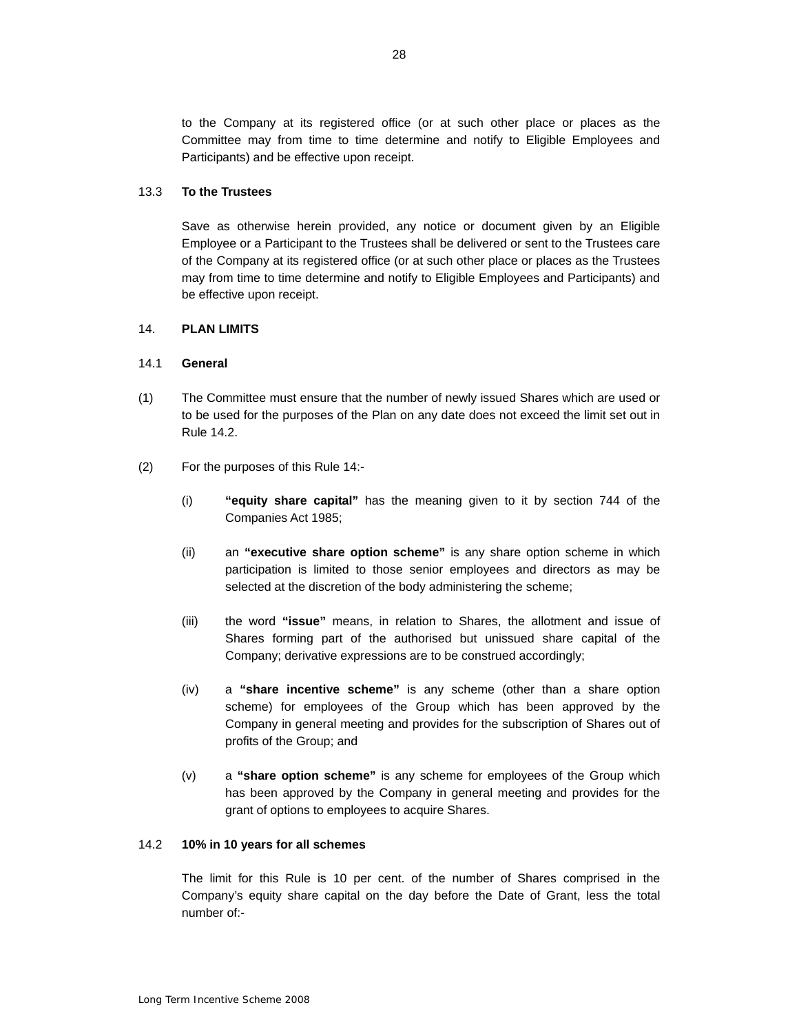to the Company at its registered office (or at such other place or places as the Committee may from time to time determine and notify to Eligible Employees and Participants) and be effective upon receipt.

13.3 **To the Trustees**

Save as otherwise herein provided, any notice or document given by an Eligible Employee or a Participant to the Trustees shall be delivered or sent to the Trustees care of the Company at its registered office (or at such other place or places as the Trustees may from time to time determine and notify to Eligible Employees and Participants) and be effective upon receipt.

14. **PLAN LIMITS**

14.1 **General**

(1) The Committee must ensure that the number of newly issued Shares which are used or to be used for the purposes of the Plan on any date does not exceed the limit set out in Rule 14.2.

(2) For the purposes of this Rule 14:-

(i) **"equity share capital"** has the meaning given to it by section 744 of the Companies Act 1985;

(ii) an **"executive share option scheme"** is any share option scheme in which participation is limited to those senior employees and directors as may be selected at the discretion of the body administering the scheme;

(iii) the word **"issue"** means, in relation to Shares, the allotment and issue of Shares forming part of the authorised but unissued share capital of the Company; derivative expressions are to be construed accordingly;

(iv) a **"share incentive scheme"** is any scheme (other than a share option scheme) for employees of the Group which has been approved by the Company in general meeting and provides for the subscription of Shares out of profits of the Group; and

(v) a **"share option scheme"** is any scheme for employees of the Group which has been approved by the Company in general meeting and provides for the grant of options to employees to acquire Shares.

14.2 **10% in 10 years for all schemes**

The limit for this Rule is 10 per cent. of the number of Shares comprised in the Company's equity share capital on the day before the Date of Grant, less the total number of:-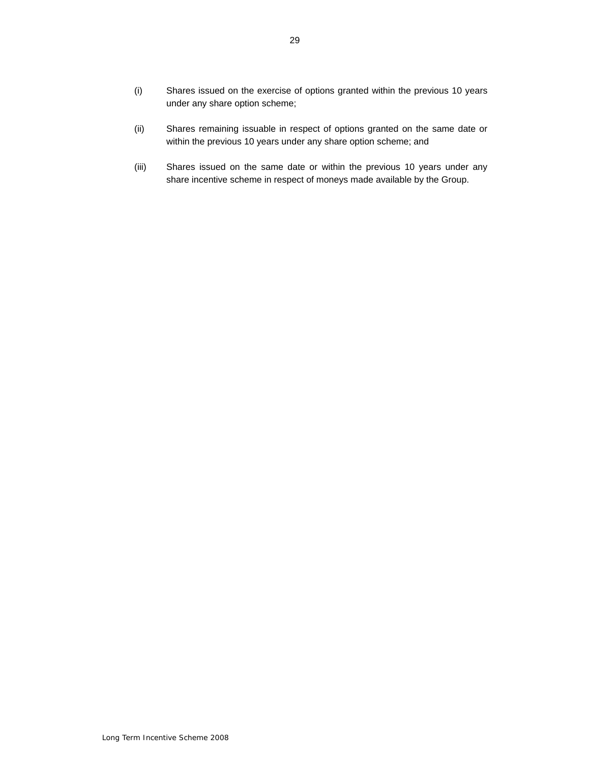(i) Shares issued on the exercise of options granted within the previous 10 years under any share option scheme;

(ii) Shares remaining issuable in respect of options granted on the same date or within the previous 10 years under any share option scheme; and

(iii) Shares issued on the same date or within the previous 10 years under any share incentive scheme in respect of moneys made available by the Group.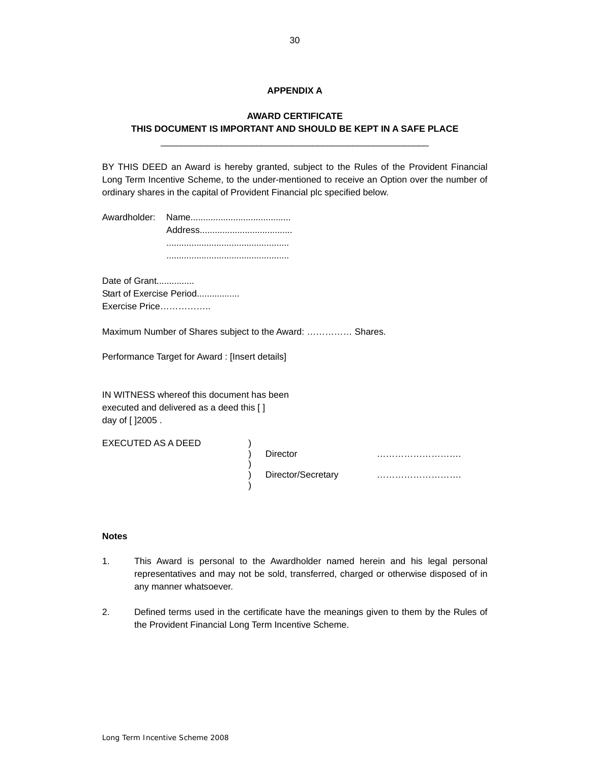## APPENDIX A

**AWARD CERTIFICATE**
**THIS DOCUMENT IS IMPORTANT AND SHOULD BE KEPT IN A SAFE PLACE**

---

BY THIS DEED an Award is hereby granted, subject to the Rules of the Provident Financial Long Term Incentive Scheme, to the under-mentioned to receive an Option over the number of ordinary shares in the capital of Provident Financial plc specified below.

Awardholder: Name.......................................
Address....................................
................................................
................................................

Date of Grant...............
Start of Exercise Period................
Exercise Price……………..

Maximum Number of Shares subject to the Award: …………… Shares.

Performance Target for Award : [Insert details]

IN WITNESS whereof this document has been executed and delivered as a deed this [ ] day of [ ]2005 .

| EXECUTED AS A DEED | ) | | |
|---|---|---|---|
| | ) | Director | ………………………. |
| | ) | | |
| | ) | Director/Secretary | ………………………. |
| | ) | | |

**Notes**

1. This Award is personal to the Awardholder named herein and his legal personal representatives and may not be sold, transferred, charged or otherwise disposed of in any manner whatsoever.

2. Defined terms used in the certificate have the meanings given to them by the Rules of the Provident Financial Long Term Incentive Scheme.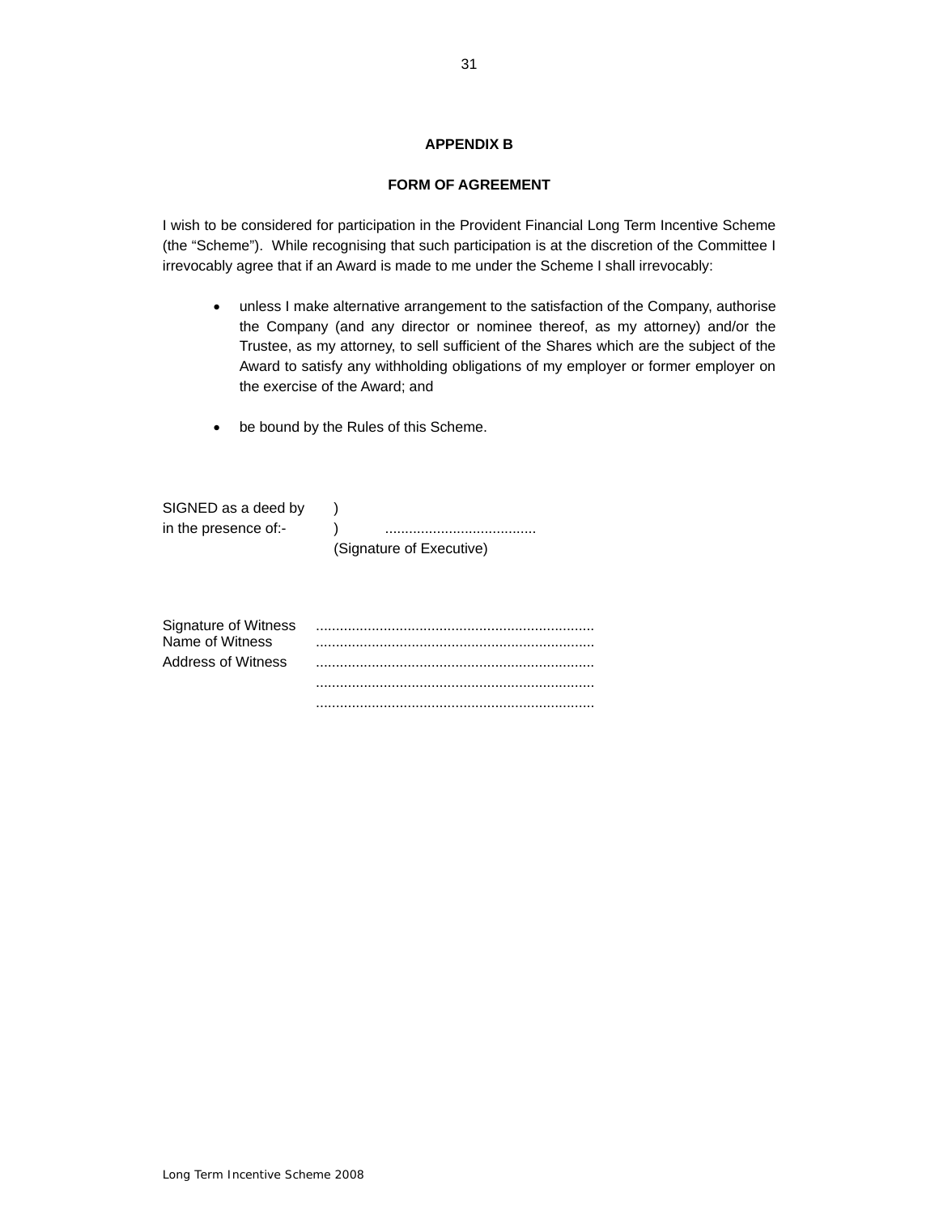## APPENDIX B

## FORM OF AGREEMENT

I wish to be considered for participation in the Provident Financial Long Term Incentive Scheme (the "Scheme"). While recognising that such participation is at the discretion of the Committee I irrevocably agree that if an Award is made to me under the Scheme I shall irrevocably:

- unless I make alternative arrangement to the satisfaction of the Company, authorise the Company (and any director or nominee thereof, as my attorney) and/or the Trustee, as my attorney, to sell sufficient of the Shares which are the subject of the Award to satisfy any withholding obligations of my employer or former employer on the exercise of the Award; and
- be bound by the Rules of this Scheme.

SIGNED as a deed by )
in the presence of:- ) ......................................
(Signature of Executive)

Signature of Witness ......................................................................
Name of Witness ......................................................................
Address of Witness ......................................................................
......................................................................
......................................................................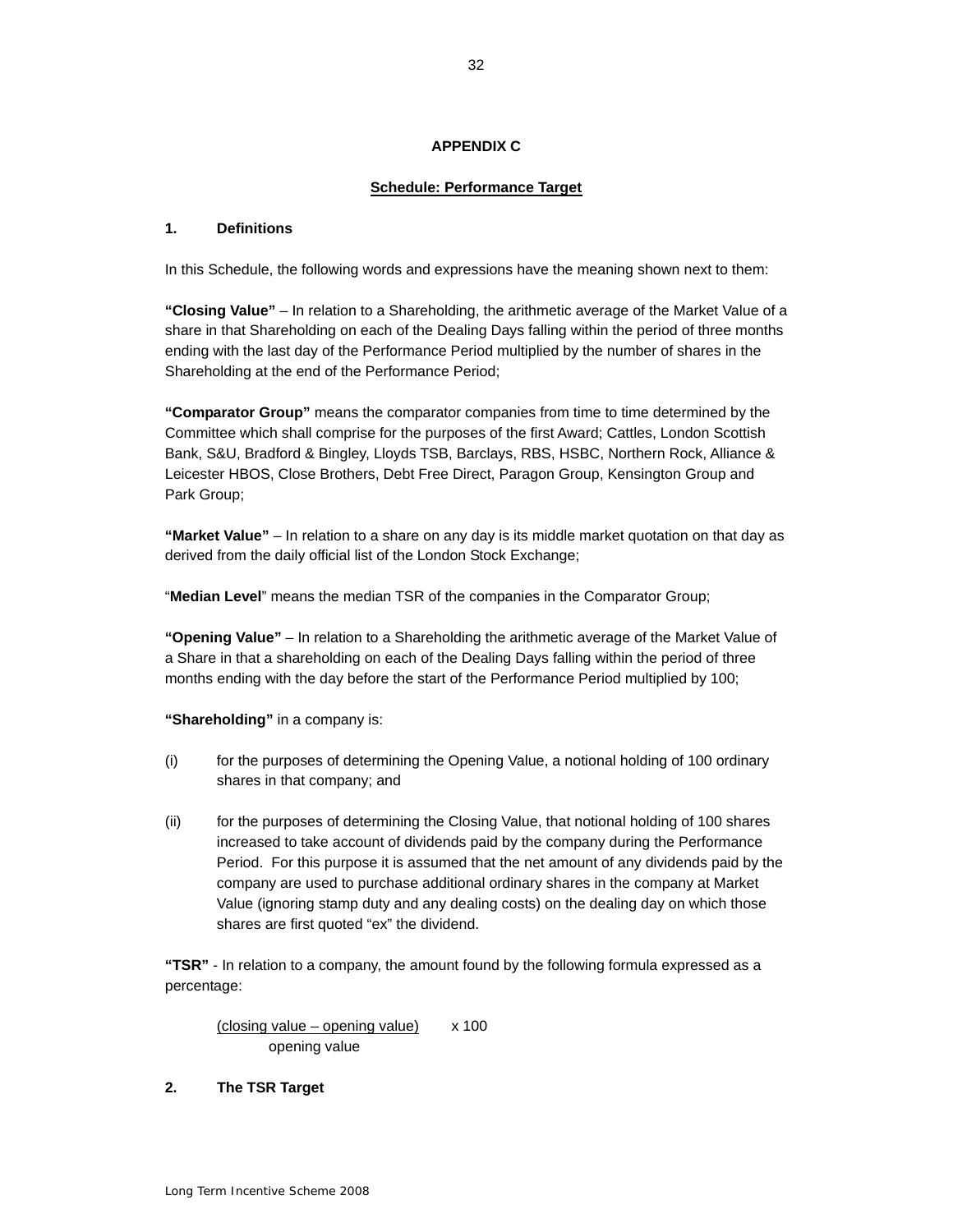# APPENDIX C

## Schedule: Performance Target

**1. Definitions**

In this Schedule, the following words and expressions have the meaning shown next to them:

**"Closing Value"** – In relation to a Shareholding, the arithmetic average of the Market Value of a share in that Shareholding on each of the Dealing Days falling within the period of three months ending with the last day of the Performance Period multiplied by the number of shares in the Shareholding at the end of the Performance Period;

**"Comparator Group"** means the comparator companies from time to time determined by the Committee which shall comprise for the purposes of the first Award; Cattles, London Scottish Bank, S&U, Bradford & Bingley, Lloyds TSB, Barclays, RBS, HSBC, Northern Rock, Alliance & Leicester HBOS, Close Brothers, Debt Free Direct, Paragon Group, Kensington Group and Park Group;

**"Market Value"** – In relation to a share on any day is its middle market quotation on that day as derived from the daily official list of the London Stock Exchange;

"**Median Level**" means the median TSR of the companies in the Comparator Group;

**"Opening Value"** – In relation to a Shareholding the arithmetic average of the Market Value of a Share in that shareholding on each of the Dealing Days falling within the period of three months ending with the day before the start of the Performance Period multiplied by 100;

**"Shareholding"** in a company is:

(i) for the purposes of determining the Opening Value, a notional holding of 100 ordinary shares in that company; and

(ii) for the purposes of determining the Closing Value, that notional holding of 100 shares increased to take account of dividends paid by the company during the Performance Period. For this purpose it is assumed that the net amount of any dividends paid by the company are used to purchase additional ordinary shares in the company at Market Value (ignoring stamp duty and any dealing costs) on the dealing day on which those shares are first quoted "ex" the dividend.

**"TSR"** - In relation to a company, the amount found by the following formula expressed as a percentage:

$$\frac{\text{(closing value – opening value)}}{\text{opening value}} \times 100$$

**2. The TSR Target**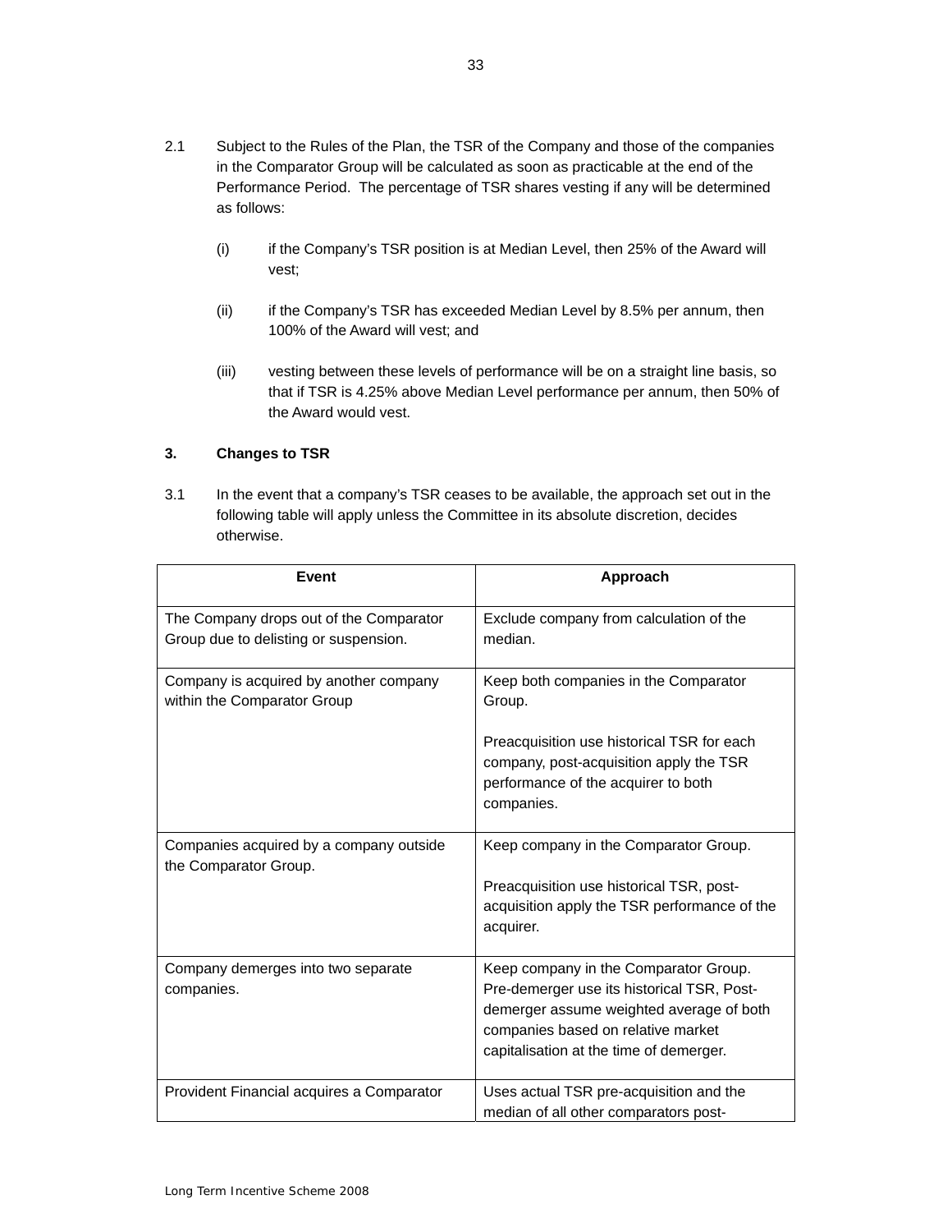2.1 Subject to the Rules of the Plan, the TSR of the Company and those of the companies in the Comparator Group will be calculated as soon as practicable at the end of the Performance Period. The percentage of TSR shares vesting if any will be determined as follows:

(i) if the Company's TSR position is at Median Level, then 25% of the Award will vest;

(ii) if the Company's TSR has exceeded Median Level by 8.5% per annum, then 100% of the Award will vest; and

(iii) vesting between these levels of performance will be on a straight line basis, so that if TSR is 4.25% above Median Level performance per annum, then 50% of the Award would vest.

### 3. Changes to TSR

3.1 In the event that a company's TSR ceases to be available, the approach set out in the following table will apply unless the Committee in its absolute discretion, decides otherwise.

| Event | Approach |
|---|---|
| The Company drops out of the Comparator Group due to delisting or suspension. | Exclude company from calculation of the median. |
| Company is acquired by another company within the Comparator Group | Keep both companies in the Comparator Group.<br><br>Preacquisition use historical TSR for each company, post-acquisition apply the TSR performance of the acquirer to both companies. |
| Companies acquired by a company outside the Comparator Group. | Keep company in the Comparator Group.<br><br>Preacquisition use historical TSR, post-acquisition apply the TSR performance of the acquirer. |
| Company demerges into two separate companies. | Keep company in the Comparator Group. Pre-demerger use its historical TSR, Post-demerger assume weighted average of both companies based on relative market capitalisation at the time of demerger. |
| Provident Financial acquires a Comparator | Uses actual TSR pre-acquisition and the median of all other comparators post- |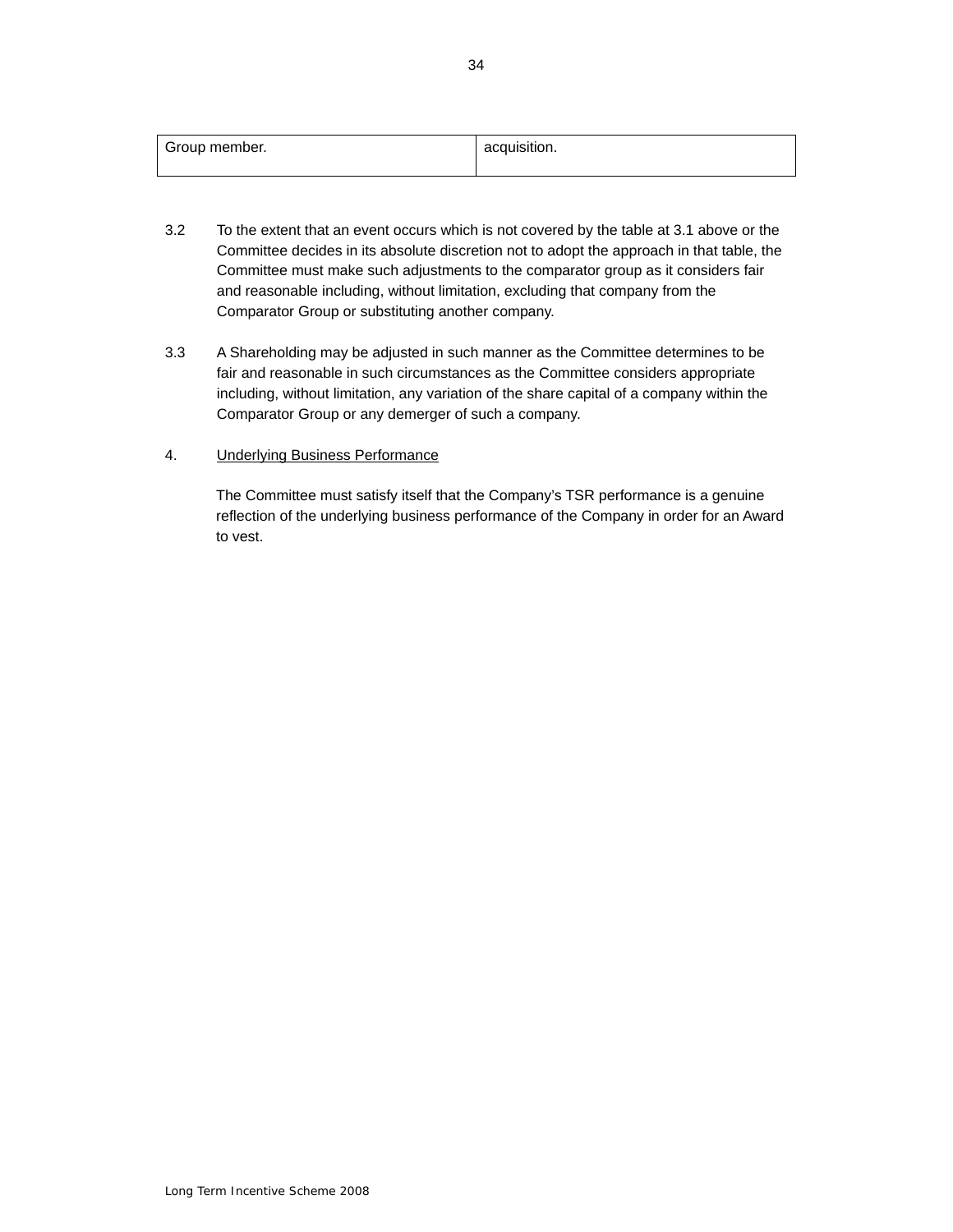| Group member. | acquisition. |
|---|---|

3.2 To the extent that an event occurs which is not covered by the table at 3.1 above or the Committee decides in its absolute discretion not to adopt the approach in that table, the Committee must make such adjustments to the comparator group as it considers fair and reasonable including, without limitation, excluding that company from the Comparator Group or substituting another company.

3.3 A Shareholding may be adjusted in such manner as the Committee determines to be fair and reasonable in such circumstances as the Committee considers appropriate including, without limitation, any variation of the share capital of a company within the Comparator Group or any demerger of such a company.

4. Underlying Business Performance

The Committee must satisfy itself that the Company's TSR performance is a genuine reflection of the underlying business performance of the Company in order for an Award to vest.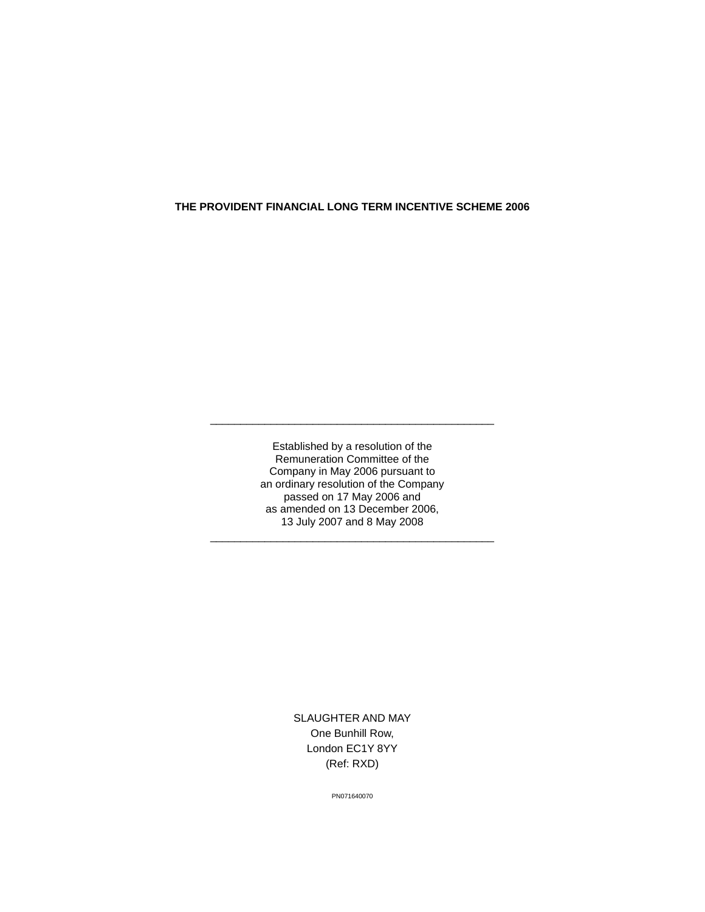**THE PROVIDENT FINANCIAL LONG TERM INCENTIVE SCHEME 2006**

---

Established by a resolution of the
Remuneration Committee of the
Company in May 2006 pursuant to
an ordinary resolution of the Company
passed on 17 May 2006 and
as amended on 13 December 2006,
13 July 2007 and 8 May 2008

---

SLAUGHTER AND MAY
One Bunhill Row,
London EC1Y 8YY
(Ref: RXD)

PN071640070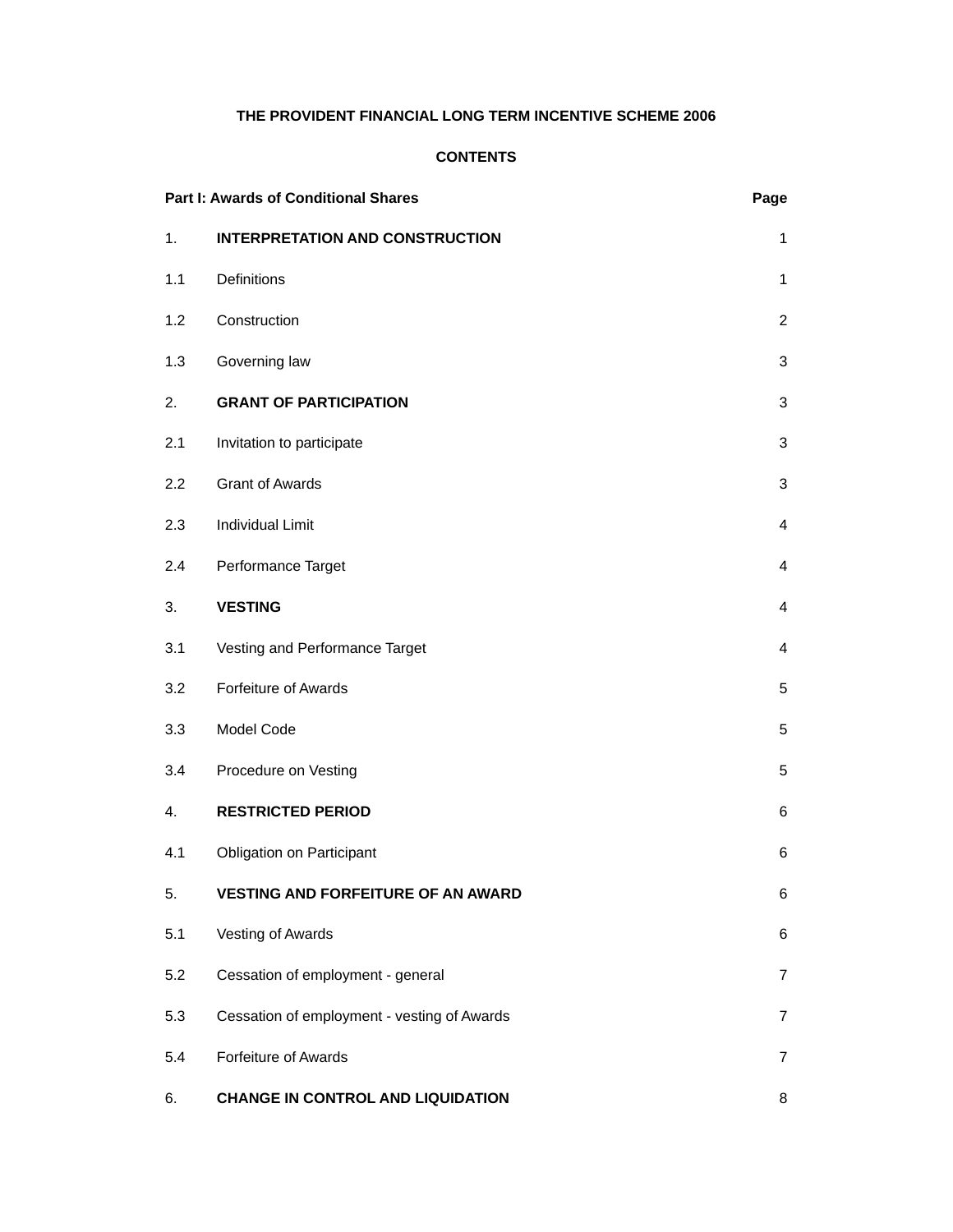**THE PROVIDENT FINANCIAL LONG TERM INCENTIVE SCHEME 2006**

**CONTENTS**

| **Part I: Awards of Conditional Shares** | | **Page** |
|---|---|---|
| 1. | **INTERPRETATION AND CONSTRUCTION** | 1 |
| 1.1 | Definitions | 1 |
| 1.2 | Construction | 2 |
| 1.3 | Governing law | 3 |
| 2. | **GRANT OF PARTICIPATION** | 3 |
| 2.1 | Invitation to participate | 3 |
| 2.2 | Grant of Awards | 3 |
| 2.3 | Individual Limit | 4 |
| 2.4 | Performance Target | 4 |
| 3. | **VESTING** | 4 |
| 3.1 | Vesting and Performance Target | 4 |
| 3.2 | Forfeiture of Awards | 5 |
| 3.3 | Model Code | 5 |
| 3.4 | Procedure on Vesting | 5 |
| 4. | **RESTRICTED PERIOD** | 6 |
| 4.1 | Obligation on Participant | 6 |
| 5. | **VESTING AND FORFEITURE OF AN AWARD** | 6 |
| 5.1 | Vesting of Awards | 6 |
| 5.2 | Cessation of employment - general | 7 |
| 5.3 | Cessation of employment - vesting of Awards | 7 |
| 5.4 | Forfeiture of Awards | 7 |
| 6. | **CHANGE IN CONTROL AND LIQUIDATION** | 8 |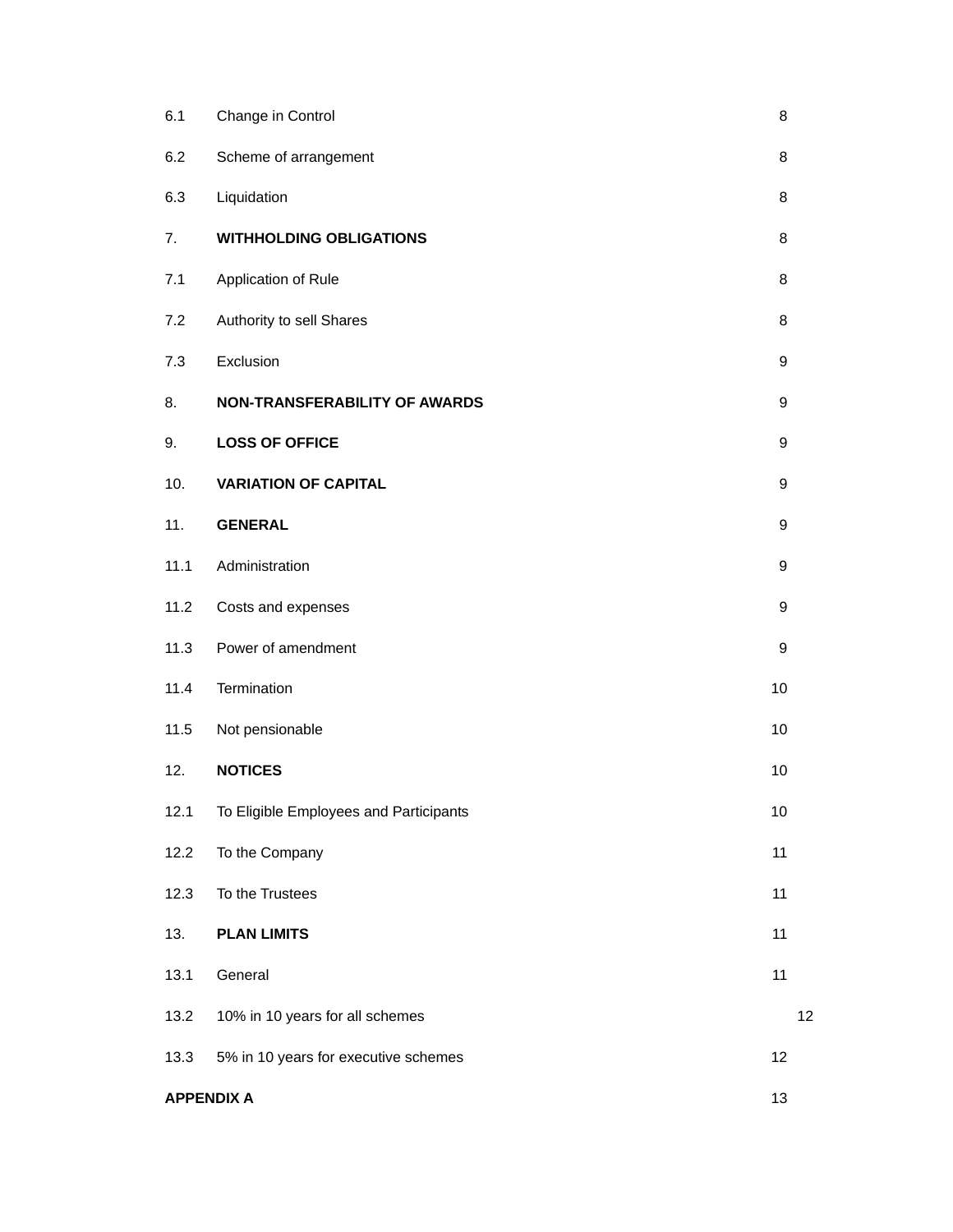| | | |
|---|---|---|
| 6.1 | Change in Control | 8 |
| 6.2 | Scheme of arrangement | 8 |
| 6.3 | Liquidation | 8 |
| 7. | **WITHHOLDING OBLIGATIONS** | 8 |
| 7.1 | Application of Rule | 8 |
| 7.2 | Authority to sell Shares | 8 |
| 7.3 | Exclusion | 9 |
| 8. | **NON-TRANSFERABILITY OF AWARDS** | 9 |
| 9. | **LOSS OF OFFICE** | 9 |
| 10. | **VARIATION OF CAPITAL** | 9 |
| 11. | **GENERAL** | 9 |
| 11.1 | Administration | 9 |
| 11.2 | Costs and expenses | 9 |
| 11.3 | Power of amendment | 9 |
| 11.4 | Termination | 10 |
| 11.5 | Not pensionable | 10 |
| 12. | **NOTICES** | 10 |
| 12.1 | To Eligible Employees and Participants | 10 |
| 12.2 | To the Company | 11 |
| 12.3 | To the Trustees | 11 |
| 13. | **PLAN LIMITS** | 11 |
| 13.1 | General | 11 |
| 13.2 | 10% in 10 years for all schemes | 12 |
| 13.3 | 5% in 10 years for executive schemes | 12 |
| **APPENDIX A** | | 13 |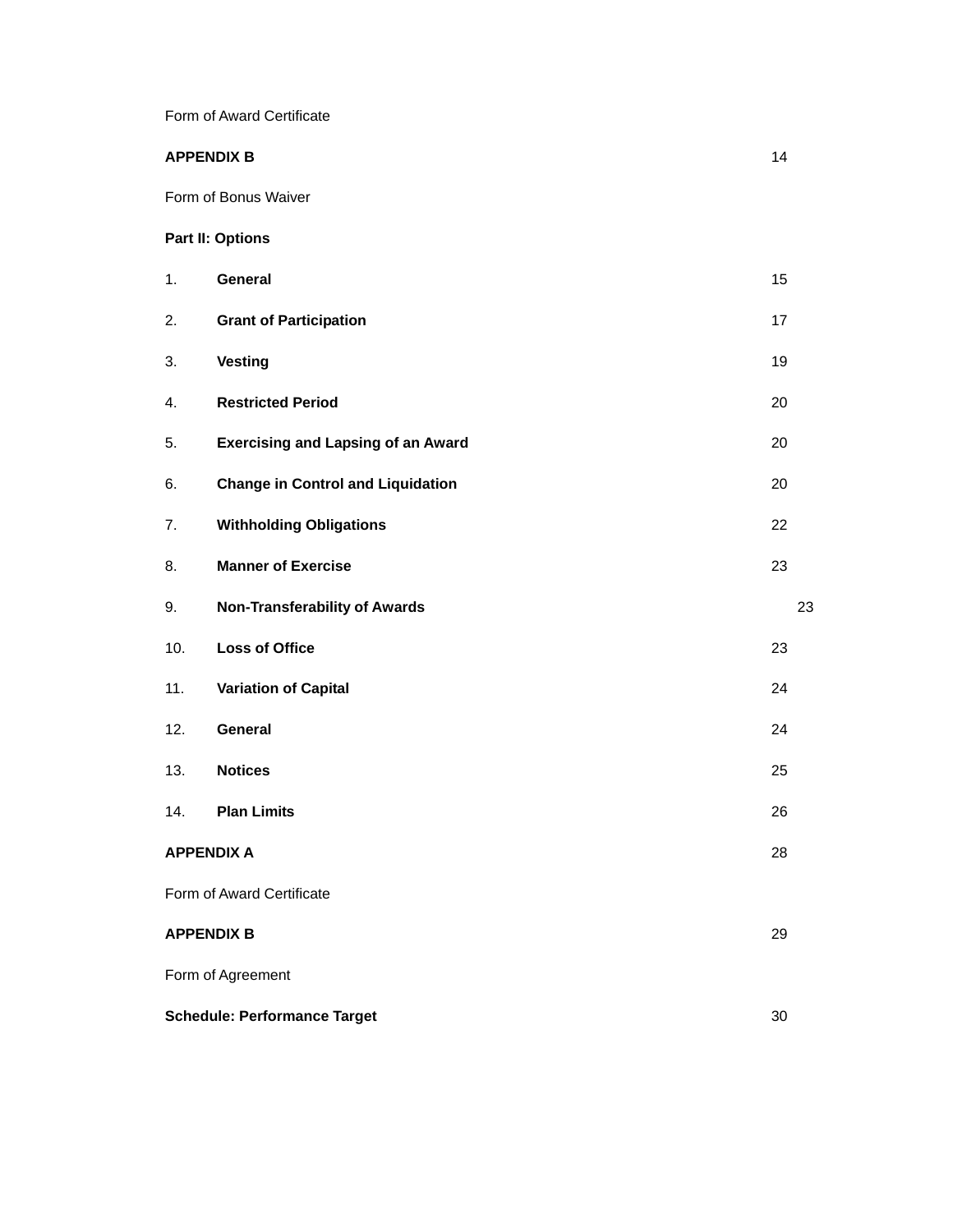Form of Award Certificate

| | | |
|---|---|---|
| **APPENDIX B** | | 14 |
| Form of Bonus Waiver | | |
| **Part II: Options** | | |
| 1. | **General** | 15 |
| 2. | **Grant of Participation** | 17 |
| 3. | **Vesting** | 19 |
| 4. | **Restricted Period** | 20 |
| 5. | **Exercising and Lapsing of an Award** | 20 |
| 6. | **Change in Control and Liquidation** | 20 |
| 7. | **Withholding Obligations** | 22 |
| 8. | **Manner of Exercise** | 23 |
| 9. | **Non-Transferability of Awards** | 23 |
| 10. | **Loss of Office** | 23 |
| 11. | **Variation of Capital** | 24 |
| 12. | **General** | 24 |
| 13. | **Notices** | 25 |
| 14. | **Plan Limits** | 26 |
| **APPENDIX A** | | 28 |
| Form of Award Certificate | | |
| **APPENDIX B** | | 29 |
| Form of Agreement | | |
| **Schedule: Performance Target** | | 30 |